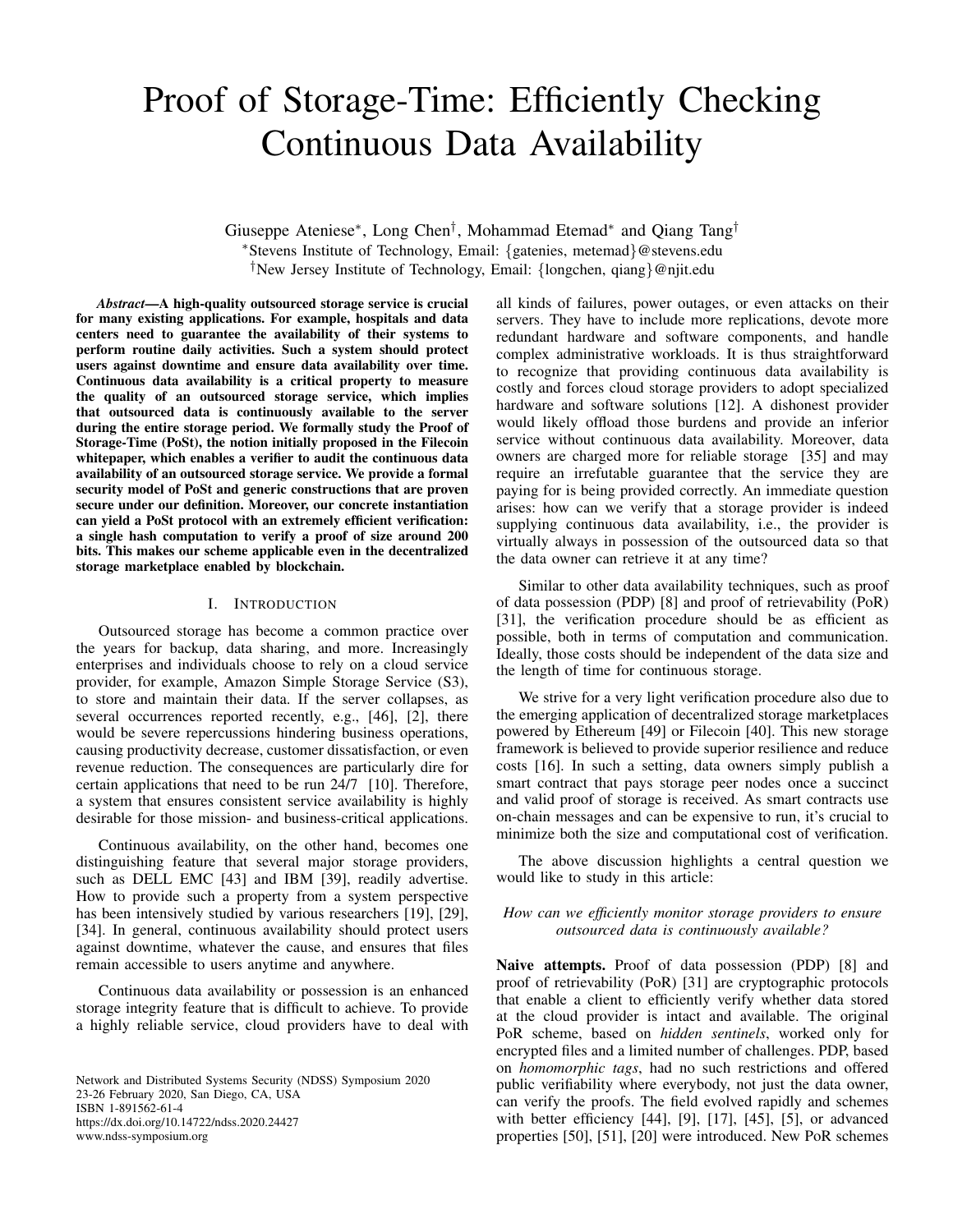# Proof of Storage-Time: Efficiently Checking Continuous Data Availability

Giuseppe Ateniese[*], Long Chen[†], Mohammad Etemad[*] and Qiang Tang[†]

[*]Stevens Institute of Technology, Email: {gatenies, metemad}@stevens.edu

[†]New Jersey Institute of Technology, Email: {longchen, qiang}@njit.edu

***Abstract*—A high-quality outsourced storage service is crucial for many existing applications. For example, hospitals and data centers need to guarantee the availability of their systems to perform routine daily activities. Such a system should protect users against downtime and ensure data availability over time. Continuous data availability is a critical property to measure the quality of an outsourced storage service, which implies that outsourced data is continuously available to the server during the entire storage period. We formally study the Proof of Storage-Time (PoSt), the notion initially proposed in the Filecoin whitepaper, which enables a verifier to audit the continuous data availability of an outsourced storage service. We provide a formal security model of PoSt and generic constructions that are proven secure under our definition. Moreover, our concrete instantiation can yield a PoSt protocol with an extremely efficient verification: a single hash computation to verify a proof of size around 200 bits. This makes our scheme applicable even in the decentralized storage marketplace enabled by blockchain.**

## I. Introduction

Outsourced storage has become a common practice over the years for backup, data sharing, and more. Increasingly enterprises and individuals choose to rely on a cloud service provider, for example, Amazon Simple Storage Service (S3), to store and maintain their data. If the server collapses, as several occurrences reported recently, e.g., [46], [2], there would be severe repercussions hindering business operations, causing productivity decrease, customer dissatisfaction, or even revenue reduction. The consequences are particularly dire for certain applications that need to be run 24/7 [10]. Therefore, a system that ensures consistent service availability is highly desirable for those mission- and business-critical applications.

Continuous availability, on the other hand, becomes one distinguishing feature that several major storage providers, such as DELL EMC [43] and IBM [39], readily advertise. How to provide such a property from a system perspective has been intensively studied by various researchers [19], [29], [34]. In general, continuous availability should protect users against downtime, whatever the cause, and ensures that files remain accessible to users anytime and anywhere.

Continuous data availability or possession is an enhanced storage integrity feature that is difficult to achieve. To provide a highly reliable service, cloud providers have to deal with all kinds of failures, power outages, or even attacks on their servers. They have to include more replications, devote more redundant hardware and software components, and handle complex administrative workloads. It is thus straightforward to recognize that providing continuous data availability is costly and forces cloud storage providers to adopt specialized hardware and software solutions [12]. A dishonest provider would likely offload those burdens and provide an inferior service without continuous data availability. Moreover, data owners are charged more for reliable storage [35] and may require an irrefutable guarantee that the service they are paying for is being provided correctly. An immediate question arises: how can we verify that a storage provider is indeed supplying continuous data availability, i.e., the provider is virtually always in possession of the outsourced data so that the data owner can retrieve it at any time?

Similar to other data availability techniques, such as proof of data possession (PDP) [8] and proof of retrievability (PoR) [31], the verification procedure should be as efficient as possible, both in terms of computation and communication. Ideally, those costs should be independent of the data size and the length of time for continuous storage.

We strive for a very light verification procedure also due to the emerging application of decentralized storage marketplaces powered by Ethereum [49] or Filecoin [40]. This new storage framework is believed to provide superior resilience and reduce costs [16]. In such a setting, data owners simply publish a smart contract that pays storage peer nodes once a succinct and valid proof of storage is received. As smart contracts use on-chain messages and can be expensive to run, it's crucial to minimize both the size and computational cost of verification.

The above discussion highlights a central question we would like to study in this article:

*How can we efficiently monitor storage providers to ensure outsourced data is continuously available?*

**Naive attempts.** Proof of data possession (PDP) [8] and proof of retrievability (PoR) [31] are cryptographic protocols that enable a client to efficiently verify whether data stored at the cloud provider is intact and available. The original PoR scheme, based on *hidden sentinels*, worked only for encrypted files and a limited number of challenges. PDP, based on *homomorphic tags*, had no such restrictions and offered public verifiability where everybody, not just the data owner, can verify the proofs. The field evolved rapidly and schemes with better efficiency [44], [9], [17], [45], [5], or advanced properties [50], [51], [20] were introduced. New PoR schemes

Network and Distributed Systems Security (NDSS) Symposium 2020
23-26 February 2020, San Diego, CA, USA
ISBN 1-891562-61-4
https://dx.doi.org/10.14722/ndss.2020.24427
www.ndss-symposium.org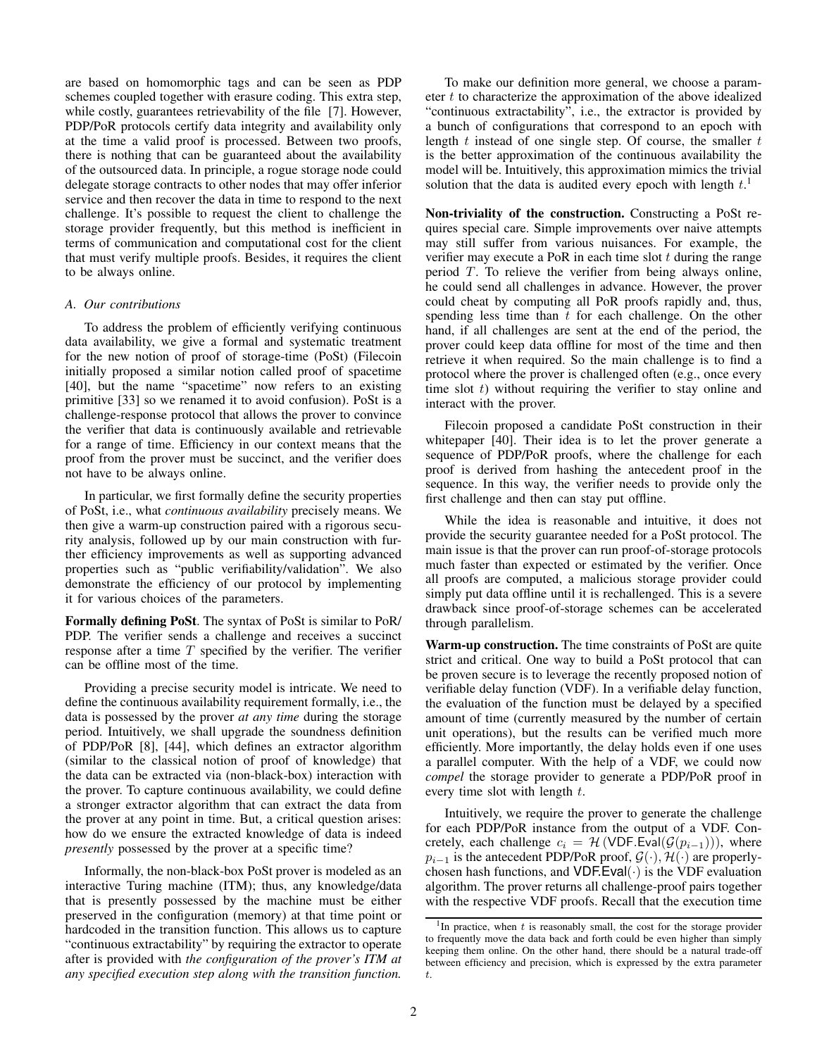are based on homomorphic tags and can be seen as PDP schemes coupled together with erasure coding. This extra step, while costly, guarantees retrievability of the file [7]. However, PDP/PoR protocols certify data integrity and availability only at the time a valid proof is processed. Between two proofs, there is nothing that can be guaranteed about the availability of the outsourced data. In principle, a rogue storage node could delegate storage contracts to other nodes that may offer inferior service and then recover the data in time to respond to the next challenge. It's possible to request the client to challenge the storage provider frequently, but this method is inefficient in terms of communication and computational cost for the client that must verify multiple proofs. Besides, it requires the client to be always online.

### A. Our contributions

To address the problem of efficiently verifying continuous data availability, we give a formal and systematic treatment for the new notion of proof of storage-time (PoSt) (Filecoin initially proposed a similar notion called proof of spacetime [40], but the name "spacetime" now refers to an existing primitive [33] so we renamed it to avoid confusion). PoSt is a challenge-response protocol that allows the prover to convince the verifier that data is continuously available and retrievable for a range of time. Efficiency in our context means that the proof from the prover must be succinct, and the verifier does not have to be always online.

In particular, we first formally define the security properties of PoSt, i.e., what *continuous availability* precisely means. We then give a warm-up construction paired with a rigorous security analysis, followed up by our main construction with further efficiency improvements as well as supporting advanced properties such as "public verifiability/validation". We also demonstrate the efficiency of our protocol by implementing it for various choices of the parameters.

**Formally defining PoSt**. The syntax of PoSt is similar to PoR/PDP. The verifier sends a challenge and receives a succinct response after a time $T$ specified by the verifier. The verifier can be offline most of the time.

Providing a precise security model is intricate. We need to define the continuous availability requirement formally, i.e., the data is possessed by the prover *at any time* during the storage period. Intuitively, we shall upgrade the soundness definition of PDP/PoR [8], [44], which defines an extractor algorithm (similar to the classical notion of proof of knowledge) that the data can be extracted via (non-black-box) interaction with the prover. To capture continuous availability, we could define a stronger extractor algorithm that can extract the data from the prover at any point in time. But, a critical question arises: how do we ensure the extracted knowledge of data is indeed *presently* possessed by the prover at a specific time?

Informally, the non-black-box PoSt prover is modeled as an interactive Turing machine (ITM); thus, any knowledge/data that is presently possessed by the machine must be either preserved in the configuration (memory) at that time point or hardcoded in the transition function. This allows us to capture "continuous extractability" by requiring the extractor to operate after is provided with *the configuration of the prover's ITM at any specified execution step along with the transition function.*

To make our definition more general, we choose a parameter $t$ to characterize the approximation of the above idealized "continuous extractability", i.e., the extractor is provided by a bunch of configurations that correspond to an epoch with length $t$ instead of one single step. Of course, the smaller $t$ is the better approximation of the continuous availability the model will be. Intuitively, this approximation mimics the trivial solution that the data is audited every epoch with length $t$.[1]

**Non-triviality of the construction.** Constructing a PoSt requires special care. Simple improvements over naive attempts may still suffer from various nuisances. For example, the verifier may execute a PoR in each time slot $t$ during the range period $T$. To relieve the verifier from being always online, he could send all challenges in advance. However, the prover could cheat by computing all PoR proofs rapidly and, thus, spending less time than $t$ for each challenge. On the other hand, if all challenges are sent at the end of the period, the prover could keep data offline for most of the time and then retrieve it when required. So the main challenge is to find a protocol where the prover is challenged often (e.g., once every time slot $t$) without requiring the verifier to stay online and interact with the prover.

Filecoin proposed a candidate PoSt construction in their whitepaper [40]. Their idea is to let the prover generate a sequence of PDP/PoR proofs, where the challenge for each proof is derived from hashing the antecedent proof in the sequence. In this way, the verifier needs to provide only the first challenge and then can stay put offline.

While the idea is reasonable and intuitive, it does not provide the security guarantee needed for a PoSt protocol. The main issue is that the prover can run proof-of-storage protocols much faster than expected or estimated by the verifier. Once all proofs are computed, a malicious storage provider could simply put data offline until it is rechallenged. This is a severe drawback since proof-of-storage schemes can be accelerated through parallelism.

**Warm-up construction.** The time constraints of PoSt are quite strict and critical. One way to build a PoSt protocol that can be proven secure is to leverage the recently proposed notion of verifiable delay function (VDF). In a verifiable delay function, the evaluation of the function must be delayed by a specified amount of time (currently measured by the number of certain unit operations), but the results can be verified much more efficiently. More importantly, the delay holds even if one uses a parallel computer. With the help of a VDF, we could now *compel* the storage provider to generate a PDP/PoR proof in every time slot with length $t$.

Intuitively, we require the prover to generate the challenge for each PDP/PoR instance from the output of a VDF. Concretely, each challenge $c_i = \mathcal{H}(\mathsf{VDF.Eval}(\mathcal{G}(p_{i-1})))$, where $p_{i-1}$ is the antecedent PDP/PoR proof, $\mathcal{G}(\cdot), \mathcal{H}(\cdot)$ are properly-chosen hash functions, and $\mathsf{VDF.Eval}(\cdot)$ is the VDF evaluation algorithm. The prover returns all challenge-proof pairs together with the respective VDF proofs. Recall that the execution time

[1] In practice, when $t$ is reasonably small, the cost for the storage provider to frequently move the data back and forth could be even higher than simply keeping them online. On the other hand, there should be a natural trade-off between efficiency and precision, which is expressed by the extra parameter $t$.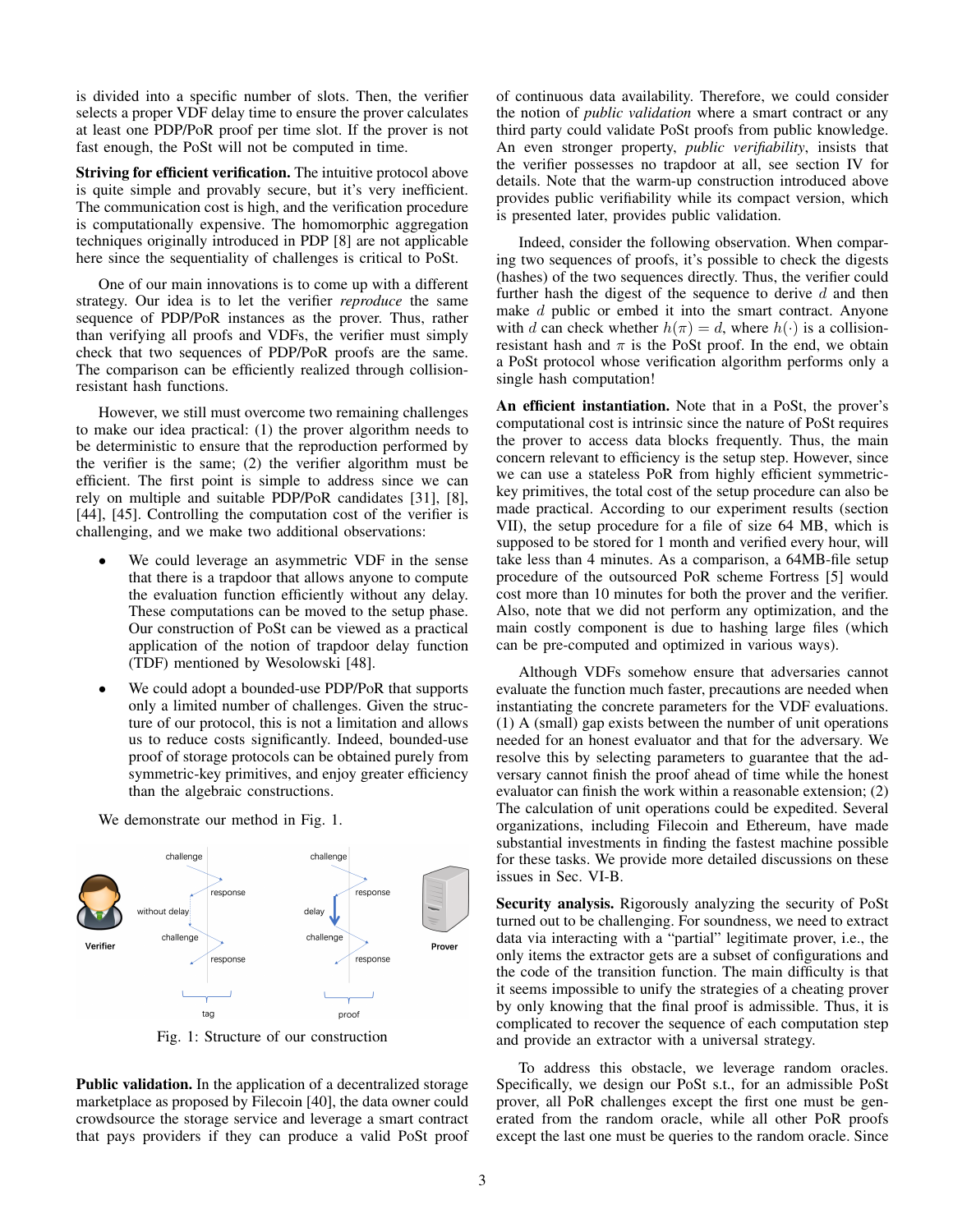is divided into a specific number of slots. Then, the verifier selects a proper VDF delay time to ensure the prover calculates at least one PDP/PoR proof per time slot. If the prover is not fast enough, the PoSt will not be computed in time.

**Striving for efficient verification.** The intuitive protocol above is quite simple and provably secure, but it's very inefficient. The communication cost is high, and the verification procedure is computationally expensive. The homomorphic aggregation techniques originally introduced in PDP [8] are not applicable here since the sequentiality of challenges is critical to PoSt.

One of our main innovations is to come up with a different strategy. Our idea is to let the verifier *reproduce* the same sequence of PDP/PoR instances as the prover. Thus, rather than verifying all proofs and VDFs, the verifier must simply check that two sequences of PDP/PoR proofs are the same. The comparison can be efficiently realized through collision-resistant hash functions.

However, we still must overcome two remaining challenges to make our idea practical: (1) the prover algorithm needs to be deterministic to ensure that the reproduction performed by the verifier is the same; (2) the verifier algorithm must be efficient. The first point is simple to address since we can rely on multiple and suitable PDP/PoR candidates [31], [8], [44], [45]. Controlling the computation cost of the verifier is challenging, and we make two additional observations:

- We could leverage an asymmetric VDF in the sense that there is a trapdoor that allows anyone to compute the evaluation function efficiently without any delay. These computations can be moved to the setup phase. Our construction of PoSt can be viewed as a practical application of the notion of trapdoor delay function (TDF) mentioned by Wesolowski [48].
- We could adopt a bounded-use PDP/PoR that supports only a limited number of challenges. Given the structure of our protocol, this is not a limitation and allows us to reduce costs significantly. Indeed, bounded-use proof of storage protocols can be obtained purely from symmetric-key primitives, and enjoy greater efficiency than the algebraic constructions.

We demonstrate our method in Fig. 1.

Fig. 1: Structure of our construction

**Public validation.** In the application of a decentralized storage marketplace as proposed by Filecoin [40], the data owner could crowdsource the storage service and leverage a smart contract that pays providers if they can produce a valid PoSt proof of continuous data availability. Therefore, we could consider the notion of *public validation* where a smart contract or any third party could validate PoSt proofs from public knowledge. An even stronger property, *public verifiability*, insists that the verifier possesses no trapdoor at all, see section IV for details. Note that the warm-up construction introduced above provides public verifiability while its compact version, which is presented later, provides public validation.

Indeed, consider the following observation. When comparing two sequences of proofs, it's possible to check the digests (hashes) of the two sequences directly. Thus, the verifier could further hash the digest of the sequence to derive $d$ and then make $d$ public or embed it into the smart contract. Anyone with $d$ can check whether $h(\pi) = d$, where $h(\cdot)$ is a collision-resistant hash and $\pi$ is the PoSt proof. In the end, we obtain a PoSt protocol whose verification algorithm performs only a single hash computation!

**An efficient instantiation.** Note that in a PoSt, the prover's computational cost is intrinsic since the nature of PoSt requires the prover to access data blocks frequently. Thus, the main concern relevant to efficiency is the setup step. However, since we can use a stateless PoR from highly efficient symmetric-key primitives, the total cost of the setup procedure can also be made practical. According to our experiment results (section VII), the setup procedure for a file of size 64 MB, which is supposed to be stored for 1 month and verified every hour, will take less than 4 minutes. As a comparison, a 64MB-file setup procedure of the outsourced PoR scheme Fortress [5] would cost more than 10 minutes for both the prover and the verifier. Also, note that we did not perform any optimization, and the main costly component is due to hashing large files (which can be pre-computed and optimized in various ways).

Although VDFs somehow ensure that adversaries cannot evaluate the function much faster, precautions are needed when instantiating the concrete parameters for the VDF evaluations. (1) A (small) gap exists between the number of unit operations needed for an honest evaluator and that for the adversary. We resolve this by selecting parameters to guarantee that the adversary cannot finish the proof ahead of time while the honest evaluator can finish the work within a reasonable extension; (2) The calculation of unit operations could be expedited. Several organizations, including Filecoin and Ethereum, have made substantial investments in finding the fastest machine possible for these tasks. We provide more detailed discussions on these issues in Sec. VI-B.

**Security analysis.** Rigorously analyzing the security of PoSt turned out to be challenging. For soundness, we need to extract data via interacting with a "partial" legitimate prover, i.e., the only items the extractor gets are a subset of configurations and the code of the transition function. The main difficulty is that it seems impossible to unify the strategies of a cheating prover by only knowing that the final proof is admissible. Thus, it is complicated to recover the sequence of each computation step and provide an extractor with a universal strategy.

To address this obstacle, we leverage random oracles. Specifically, we design our PoSt prover s.t., for an admissible PoSt prover, all PoR challenges except the first one must be generated from the random oracle, while all other PoR proofs except the last one must be queries to the random oracle. Since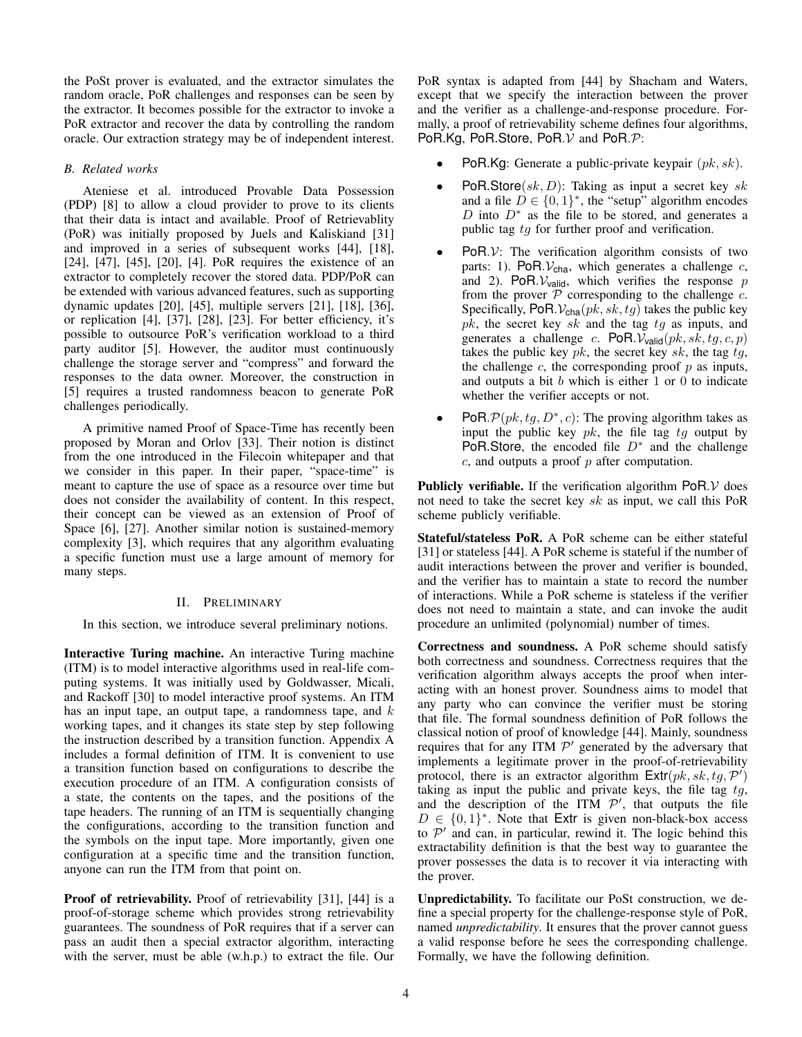the PoSt prover is evaluated, and the extractor simulates the random oracle, PoR challenges and responses can be seen by the extractor. It becomes possible for the extractor to invoke a PoR extractor and recover the data by controlling the random oracle. Our extraction strategy may be of independent interest.

### B. Related works

Ateniese et al. introduced Provable Data Possession (PDP) [8] to allow a cloud provider to prove to its clients that their data is intact and available. Proof of Retrievablity (PoR) was initially proposed by Juels and Kaliskiand [31] and improved in a series of subsequent works [44], [18], [24], [47], [45], [20], [4]. PoR requires the existence of an extractor to completely recover the stored data. PDP/PoR can be extended with various advanced features, such as supporting dynamic updates [20], [45], multiple servers [21], [18], [36], or replication [4], [37], [28], [23]. For better efficiency, it's possible to outsource PoR's verification workload to a third party auditor [5]. However, the auditor must continuously challenge the storage server and "compress" and forward the responses to the data owner. Moreover, the construction in [5] requires a trusted randomness beacon to generate PoR challenges periodically.

A primitive named Proof of Space-Time has recently been proposed by Moran and Orlov [33]. Their notion is distinct from the one introduced in the Filecoin whitepaper and that we consider in this paper. In their paper, "space-time" is meant to capture the use of space as a resource over time but does not consider the availability of content. In this respect, their concept can be viewed as an extension of Proof of Space [6], [27]. Another similar notion is sustained-memory complexity [3], which requires that any algorithm evaluating a specific function must use a large amount of memory for many steps.

## II. Preliminary

In this section, we introduce several preliminary notions.

**Interactive Turing machine.** An interactive Turing machine (ITM) is to model interactive algorithms used in real-life computing systems. It was initially used by Goldwasser, Micali, and Rackoff [30] to model interactive proof systems. An ITM has an input tape, an output tape, a randomness tape, and $k$ working tapes, and it changes its state step by step following the instruction described by a transition function. Appendix A includes a formal definition of ITM. It is convenient to use a transition function based on configurations to describe the execution procedure of an ITM. A configuration consists of a state, the contents on the tapes, and the positions of the tape headers. The running of an ITM is sequentially changing the configurations, according to the transition function and the symbols on the input tape. More importantly, given one configuration at a specific time and the transition function, anyone can run the ITM from that point on.

**Proof of retrievability.** Proof of retrievability [31], [44] is a proof-of-storage scheme which provides strong retrievability guarantees. The soundness of PoR requires that if a server can pass an audit then a special extractor algorithm, interacting with the server, must be able (w.h.p.) to extract the file. Our PoR syntax is adapted from [44] by Shacham and Waters, except that we specify the interaction between the prover and the verifier as a challenge-and-response procedure. Formally, a proof of retrievability scheme defines four algorithms, $\mathsf{PoR.Kg}$, $\mathsf{PoR.Store}$, $\mathsf{PoR}.\mathcal{V}$ and $\mathsf{PoR}.\mathcal{P}$:

- $\mathsf{PoR.Kg}$: Generate a public-private keypair $(pk, sk)$.
- $\mathsf{PoR.Store}(sk, D)$: Taking as input a secret key $sk$ and a file $D \in \{0,1\}^*$, the "setup" algorithm encodes $D$ into $D^*$ as the file to be stored, and generates a public tag $tg$ for further proof and verification.
- $\mathsf{PoR}.\mathcal{V}$: The verification algorithm consists of two parts: 1). $\mathsf{PoR}.\mathcal{V}_{\mathsf{cha}}$, which generates a challenge $c$, and 2). $\mathsf{PoR}.\mathcal{V}_{\mathsf{valid}}$, which verifies the response $p$ from the prover $\mathcal{P}$ corresponding to the challenge $c$. Specifically, $\mathsf{PoR}.\mathcal{V}_{\mathsf{cha}}(pk, sk, tg)$ takes the public key $pk$, the secret key $sk$ and the tag $tg$ as inputs, and generates a challenge $c$. $\mathsf{PoR}.\mathcal{V}_{\mathsf{valid}}(pk, sk, tg, c, p)$ takes the public key $pk$, the secret key $sk$, the tag $tg$, the challenge $c$, the corresponding proof $p$ as inputs, and outputs a bit $b$ which is either 1 or 0 to indicate whether the verifier accepts or not.
- $\mathsf{PoR}.\mathcal{P}(pk, tg, D^*, c)$: The proving algorithm takes as input the public key $pk$, the file tag $tg$ output by $\mathsf{PoR.Store}$, the encoded file $D^*$ and the challenge $c$, and outputs a proof $p$ after computation.

**Publicly verifiable.** If the verification algorithm $\mathsf{PoR}.\mathcal{V}$ does not need to take the secret key $sk$ as input, we call this PoR scheme publicly verifiable.

**Stateful/stateless PoR.** A PoR scheme can be either stateful [31] or stateless [44]. A PoR scheme is stateful if the number of audit interactions between the prover and verifier is bounded, and the verifier has to maintain a state to record the number of interactions. While a PoR scheme is stateless if the verifier does not need to maintain a state, and can invoke the audit procedure an unlimited (polynomial) number of times.

**Correctness and soundness.** A PoR scheme should satisfy both correctness and soundness. Correctness requires that the verification algorithm always accepts the proof when interacting with an honest prover. Soundness aims to model that any party who can convince the verifier must be storing that file. The formal soundness definition of PoR follows the classical notion of proof of knowledge [44]. Mainly, soundness requires that for any ITM $\mathcal{P}'$ generated by the adversary that implements a legitimate prover in the proof-of-retrievability protocol, there is an extractor algorithm $\mathsf{Extr}(pk, sk, tg, \mathcal{P}')$ taking as input the public and private keys, the file tag $tg$, and the description of the ITM $\mathcal{P}'$, that outputs the file $D \in \{0,1\}^*$. Note that $\mathsf{Extr}$ is given non-black-box access to $\mathcal{P}'$ and can, in particular, rewind it. The logic behind this extractability definition is that the best way to guarantee the prover possesses the data is to recover it via interacting with the prover.

**Unpredictability.** To facilitate our PoSt construction, we define a special property for the challenge-response style of PoR, named *unpredictability*. It ensures that the prover cannot guess a valid response before he sees the corresponding challenge. Formally, we have the following definition.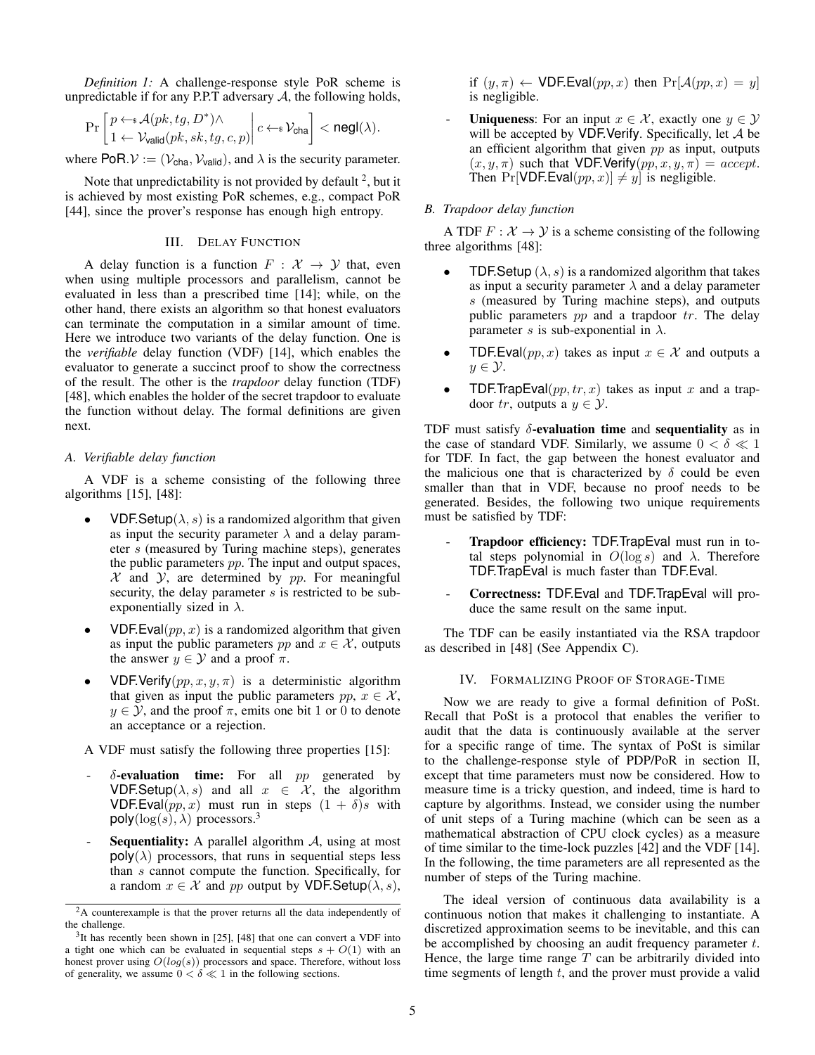*Definition 1:* A challenge-response style PoR scheme is unpredictable if for any P.P.T adversary $\mathcal{A}$, the following holds,

$$\Pr\left[\begin{array}{l} p \leftarrow_{\$} \mathcal{A}(pk, tg, D^*) \wedge \\ 1 \leftarrow \mathcal{V}_{\mathsf{valid}}(pk, sk, tg, c, p) \end{array} \middle| \, c \leftarrow_{\$} \mathcal{V}_{\mathsf{cha}} \right] < \mathsf{negl}(\lambda).$$

where $\mathsf{PoR}.\mathcal{V} := (\mathcal{V}_{\mathsf{cha}}, \mathcal{V}_{\mathsf{valid}})$, and $\lambda$ is the security parameter.

Note that unpredictability is not provided by default [2], but it is achieved by most existing PoR schemes, e.g., compact PoR [44], since the prover's response has enough high entropy.

## III. Delay Function

A delay function is a function $F : \mathcal{X} \to \mathcal{Y}$ that, even when using multiple processors and parallelism, cannot be evaluated in less than a prescribed time [14]; while, on the other hand, there exists an algorithm so that honest evaluators can terminate the computation in a similar amount of time. Here we introduce two variants of the delay function. One is the *verifiable* delay function (VDF) [14], which enables the evaluator to generate a succinct proof to show the correctness of the result. The other is the *trapdoor* delay function (TDF) [48], which enables the holder of the secret trapdoor to evaluate the function without delay. The formal definitions are given next.

### A. Verifiable delay function

A VDF is a scheme consisting of the following three algorithms [15], [48]:

- $\mathsf{VDF.Setup}(\lambda, s)$ is a randomized algorithm that given as input the security parameter $\lambda$ and a delay parameter $s$ (measured by Turing machine steps), generates the public parameters $pp$. The input and output spaces, $\mathcal{X}$ and $\mathcal{Y}$, are determined by $pp$. For meaningful security, the delay parameter $s$ is restricted to be sub-exponentially sized in $\lambda$.
- $\mathsf{VDF.Eval}(pp, x)$ is a randomized algorithm that given as input the public parameters $pp$ and $x \in \mathcal{X}$, outputs the answer $y \in \mathcal{Y}$ and a proof $\pi$.
- $\mathsf{VDF.Verify}(pp, x, y, \pi)$ is a deterministic algorithm that given as input the public parameters $pp$, $x \in \mathcal{X}$, $y \in \mathcal{Y}$, and the proof $\pi$, emits one bit 1 or 0 to denote an acceptance or a rejection.

A VDF must satisfy the following three properties [15]:

- **$\delta$-evaluation time:** For all $pp$ generated by $\mathsf{VDF.Setup}(\lambda, s)$ and all $x \in \mathcal{X}$, the algorithm $\mathsf{VDF.Eval}(pp, x)$ must run in steps $(1 + \delta)s$ with $\mathsf{poly}(\log(s), \lambda)$ processors.[3]
- **Sequentiality:** A parallel algorithm $\mathcal{A}$, using at most $\mathsf{poly}(\lambda)$ processors, that runs in sequential steps less than $s$ cannot compute the function. Specifically, for a random $x \in \mathcal{X}$ and $pp$ output by $\mathsf{VDF.Setup}(\lambda, s)$, if $(y, \pi) \leftarrow \mathsf{VDF.Eval}(pp, x)$ then $\Pr[\mathcal{A}(pp, x) = y]$ is negligible.
- **Uniqueness**: For an input $x \in \mathcal{X}$, exactly one $y \in \mathcal{Y}$ will be accepted by $\mathsf{VDF.Verify}$. Specifically, let $\mathcal{A}$ be an efficient algorithm that given $pp$ as input, outputs $(x, y, \pi)$ such that $\mathsf{VDF.Verify}(pp, x, y, \pi) = accept$. Then $\Pr[\mathsf{VDF.Eval}(pp, x)] \neq y]$ is negligible.

### B. Trapdoor delay function

A TDF $F : \mathcal{X} \to \mathcal{Y}$ is a scheme consisting of the following three algorithms [48]:

- $\mathsf{TDF.Setup}\,(\lambda, s)$ is a randomized algorithm that takes as input a security parameter $\lambda$ and a delay parameter $s$ (measured by Turing machine steps), and outputs public parameters $pp$ and a trapdoor $tr$. The delay parameter $s$ is sub-exponential in $\lambda$.
- $\mathsf{TDF.Eval}(pp, x)$ takes as input $x \in \mathcal{X}$ and outputs a $y \in \mathcal{Y}$.
- $\mathsf{TDF.TrapEval}(pp, tr, x)$ takes as input $x$ and a trapdoor $tr$, outputs a $y \in \mathcal{Y}$.

TDF must satisfy **$\delta$-evaluation time** and **sequentiality** as in the case of standard VDF. Similarly, we assume $0 < \delta \ll 1$ for TDF. In fact, the gap between the honest evaluator and the malicious one that is characterized by $\delta$ could be even smaller than that in VDF, because no proof needs to be generated. Besides, the following two unique requirements must be satisfied by TDF:

- **Trapdoor efficiency:** $\mathsf{TDF.TrapEval}$ must run in total steps polynomial in $O(\log s)$ and $\lambda$. Therefore $\mathsf{TDF.TrapEval}$ is much faster than $\mathsf{TDF.Eval}$.
- **Correctness:** $\mathsf{TDF.Eval}$ and $\mathsf{TDF.TrapEval}$ will produce the same result on the same input.

The TDF can be easily instantiated via the RSA trapdoor as described in [48] (See Appendix C).

## IV. Formalizing Proof of Storage-Time

Now we are ready to give a formal definition of PoSt. Recall that PoSt is a protocol that enables the verifier to audit that the data is continuously available at the server for a specific range of time. The syntax of PoSt is similar to the challenge-response style of PDP/PoR in section II, except that time parameters must now be considered. How to measure time is a tricky question, and indeed, time is hard to capture by algorithms. Instead, we consider using the number of unit steps of a Turing machine (which can be seen as a mathematical abstraction of CPU clock cycles) as a measure of time similar to the time-lock puzzles [42] and the VDF [14]. In the following, the time parameters are all represented as the number of steps of the Turing machine.

The ideal version of continuous data availability is a continuous notion that makes it challenging to instantiate. A discretized approximation seems to be inevitable, and this can be accomplished by choosing an audit frequency parameter $t$. Hence, the large time range $T$ can be arbitrarily divided into time segments of length $t$, and the prover must provide a valid

---

[2] A counterexample is that the prover returns all the data independently of the challenge.

[3] It has recently been shown in [25], [48] that one can convert a VDF into a tight one which can be evaluated in sequential steps $s + O(1)$ with an honest prover using $O(log(s))$ processors and space. Therefore, without loss of generality, we assume $0 < \delta \ll 1$ in the following sections.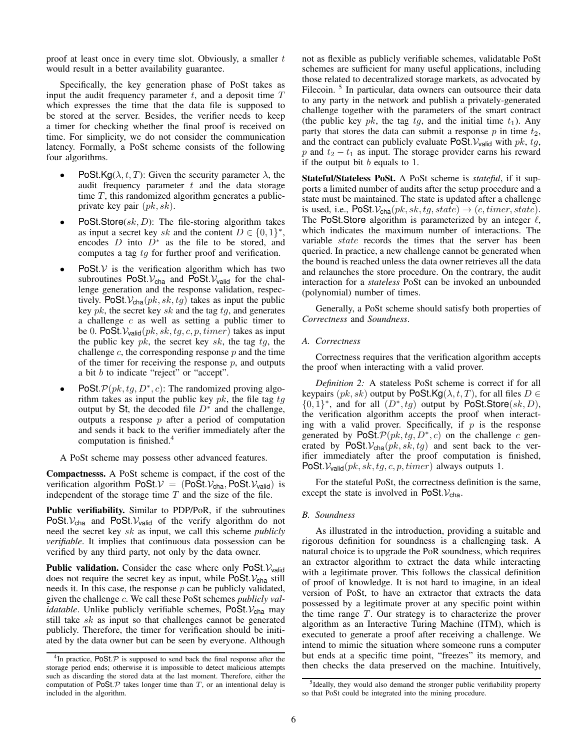proof at least once in every time slot. Obviously, a smaller $t$ would result in a better availability guarantee.

Specifically, the key generation phase of PoSt takes as input the audit frequency parameter $t$, and a deposit time $T$ which expresses the time that the data file is supposed to be stored at the server. Besides, the verifier needs to keep a timer for checking whether the final proof is received on time. For simplicity, we do not consider the communication latency. Formally, a PoSt scheme consists of the following four algorithms.

- $\mathsf{PoSt.Kg}(\lambda, t, T)$: Given the security parameter $\lambda$, the audit frequency parameter $t$ and the data storage time $T$, this randomized algorithm generates a public-private key pair $(pk, sk)$.
- $\mathsf{PoSt.Store}(sk, D)$: The file-storing algorithm takes as input a secret key $sk$ and the content $D \in \{0,1\}^*$, encodes $D$ into $D^*$ as the file to be stored, and computes a tag $tg$ for further proof and verification.
- $\mathsf{PoSt}.\mathcal{V}$ is the verification algorithm which has two subroutines $\mathsf{PoSt}.\mathcal{V}_{\mathsf{cha}}$ and $\mathsf{PoSt}.\mathcal{V}_{\mathsf{valid}}$ for the challenge generation and the response validation, respectively. $\mathsf{PoSt}.\mathcal{V}_{\mathsf{cha}}(pk, sk, tg)$ takes as input the public key $pk$, the secret key $sk$ and the tag $tg$, and generates a challenge $c$ as well as setting a public timer to be 0. $\mathsf{PoSt}.\mathcal{V}_{\mathsf{valid}}(pk, sk, tg, c, p, timer)$ takes as input the public key $pk$, the secret key $sk$, the tag $tg$, the challenge $c$, the corresponding response $p$ and the time of the timer for receiving the response $p$, and outputs a bit $b$ to indicate "reject" or "accept".
- $\mathsf{PoSt}.\mathcal{P}(pk, tg, D^*, c)$: The randomized proving algorithm takes as input the public key $pk$, the file tag $tg$ output by $\mathsf{St}$, the decoded file $D^*$ and the challenge, outputs a response $p$ after a period of computation and sends it back to the verifier immediately after the computation is finished.[4]

A PoSt scheme may possess other advanced features.

**Compactnesss.** A PoSt scheme is compact, if the cost of the verification algorithm $\mathsf{PoSt}.\mathcal{V} = (\mathsf{PoSt}.\mathcal{V}_{\mathsf{cha}}, \mathsf{PoSt}.\mathcal{V}_{\mathsf{valid}})$ is independent of the storage time $T$ and the size of the file.

**Public verifiability.** Similar to PDP/PoR, if the subroutines $\mathsf{PoSt}.\mathcal{V}_{\mathsf{cha}}$ and $\mathsf{PoSt}.\mathcal{V}_{\mathsf{valid}}$ of the verify algorithm do not need the secret key $sk$ as input, we call this scheme *publicly verifiable*. It implies that continuous data possession can be verified by any third party, not only by the data owner.

**Public validation.** Consider the case where only $\mathsf{PoSt}.\mathcal{V}_{\mathsf{valid}}$ does not require the secret key as input, while $\mathsf{PoSt}.\mathcal{V}_{\mathsf{cha}}$ still needs it. In this case, the response $p$ can be publicly validated, given the challenge $c$. We call these PoSt schemes *publicly validatable*. Unlike publicly verifiable schemes, $\mathsf{PoSt}.\mathcal{V}_{\mathsf{cha}}$ may still take $sk$ as input so that challenges cannot be generated publicly. Therefore, the timer for verification should be initiated by the data owner but can be seen by everyone. Although not as flexible as publicly verifiable schemes, validatable PoSt schemes are sufficient for many useful applications, including those related to decentralized storage markets, as advocated by Filecoin. [5] In particular, data owners can outsource their data to any party in the network and publish a privately-generated challenge together with the parameters of the smart contract (the public key $pk$, the tag $tg$, and the initial time $t_1$). Any party that stores the data can submit a response $p$ in time $t_2$, and the contract can publicly evaluate $\mathsf{PoSt}.\mathcal{V}_{\mathsf{valid}}$ with $pk$, $tg$, $p$ and $t_2 - t_1$ as input. The storage provider earns his reward if the output bit $b$ equals to 1.

**Stateful/Stateless PoSt.** A PoSt scheme is *stateful*, if it supports a limited number of audits after the setup procedure and a state must be maintained. The state is updated after a challenge is used, i.e., $\mathsf{PoSt}.\mathcal{V}_{\mathsf{cha}}(pk, sk, tg, state) \to (c, timer, state)$. The $\mathsf{PoSt.Store}$ algorithm is parameterized by an integer $\ell$, which indicates the maximum number of interactions. The variable $state$ records the times that the server has been queried. In practice, a new challenge cannot be generated when the bound is reached unless the data owner retrieves all the data and relaunches the store procedure. On the contrary, the audit interaction for a *stateless* PoSt can be invoked an unbounded (polynomial) number of times.

Generally, a PoSt scheme should satisfy both properties of *Correctness* and *Soundness*.

### A. Correctness

Correctness requires that the verification algorithm accepts the proof when interacting with a valid prover.

*Definition 2:* A stateless PoSt scheme is correct if for all keypairs $(pk, sk)$ output by $\mathsf{PoSt.Kg}(\lambda, t, T)$, for all files $D \in \{0,1\}^*$, and for all $(D^*, tg)$ output by $\mathsf{PoSt.Store}(sk, D)$, the verification algorithm accepts the proof when interacting with a valid prover. Specifically, if $p$ is the response generated by $\mathsf{PoSt}.\mathcal{P}(pk, tg, D^*, c)$ on the challenge $c$ generated by $\mathsf{PoSt}.\mathcal{V}_{\mathsf{cha}}(pk, sk, tg)$ and sent back to the verifier immediately after the proof computation is finished, $\mathsf{PoSt}.\mathcal{V}_{\mathsf{valid}}(pk, sk, tg, c, p, timer)$ always outputs 1.

For the stateful PoSt, the correctness definition is the same, except the state is involved in $\mathsf{PoSt}.\mathcal{V}_{\mathsf{cha}}$.

### B. Soundness

As illustrated in the introduction, providing a suitable and rigorous definition for soundness is a challenging task. A natural choice is to upgrade the PoR soundness, which requires an extractor algorithm to extract the data while interacting with a legitimate prover. This follows the classical definition of proof of knowledge. It is not hard to imagine, in an ideal version of PoSt, to have an extractor that extracts the data possessed by a legitimate prover at any specific point within the time range $T$. Our strategy is to characterize the prover algorithm as an Interactive Turing Machine (ITM), which is executed to generate a proof after receiving a challenge. We intend to mimic the situation where someone runs a computer but ends at a specific time point, "freezes" its memory, and then checks the data preserved on the machine. Intuitively,

[4] In practice, $\mathsf{PoSt}.\mathcal{P}$ is supposed to send back the final response after the storage period ends; otherwise it is impossible to detect malicious attempts such as discarding the stored data at the last moment. Therefore, either the computation of $\mathsf{PoSt}.\mathcal{P}$ takes longer time than $T$, or an intentional delay is included in the algorithm.

[5] Ideally, they would also demand the stronger public verifiability property so that PoSt could be integrated into the mining procedure.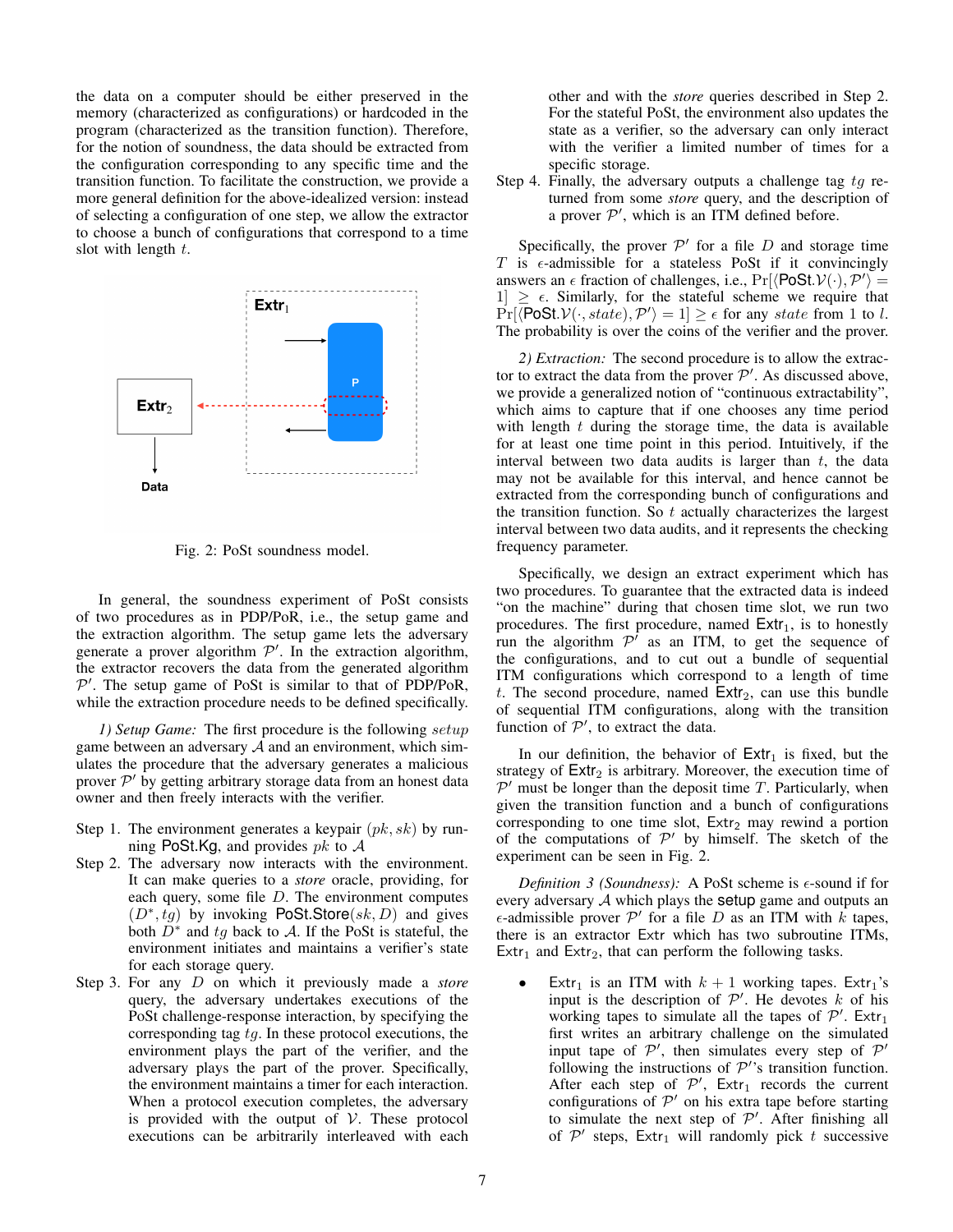the data on a computer should be either preserved in the memory (characterized as configurations) or hardcoded in the program (characterized as the transition function). Therefore, for the notion of soundness, the data should be extracted from the configuration corresponding to any specific time and the transition function. To facilitate the construction, we provide a more general definition for the above-idealized version: instead of selecting a configuration of one step, we allow the extractor to choose a bunch of configurations that correspond to a time slot with length $t$.

Fig. 2: PoSt soundness model.

In general, the soundness experiment of PoSt consists of two procedures as in PDP/PoR, i.e., the setup game and the extraction algorithm. The setup game lets the adversary generate a prover algorithm $\mathcal{P}'$. In the extraction algorithm, the extractor recovers the data from the generated algorithm $\mathcal{P}'$. The setup game of PoSt is similar to that of PDP/PoR, while the extraction procedure needs to be defined specifically.

*1) Setup Game:* The first procedure is the following *setup* game between an adversary $\mathcal{A}$ and an environment, which simulates the procedure that the adversary generates a malicious prover $\mathcal{P}'$ by getting arbitrary storage data from an honest data owner and then freely interacts with the verifier.

Step 1. The environment generates a keypair $(pk, sk)$ by running PoSt.Kg, and provides $pk$ to $\mathcal{A}$

Step 2. The adversary now interacts with the environment. It can make queries to a *store* oracle, providing, for each query, some file $D$. The environment computes $(D^*, tg)$ by invoking $\mathsf{PoSt.Store}(sk, D)$ and gives both $D^*$ and $tg$ back to $\mathcal{A}$. If the PoSt is stateful, the environment initiates and maintains a verifier's state for each storage query.

Step 3. For any $D$ on which it previously made a *store* query, the adversary undertakes executions of the PoSt challenge-response interaction, by specifying the corresponding tag $tg$. In these protocol executions, the environment plays the part of the verifier, and the adversary plays the part of the prover. Specifically, the environment maintains a timer for each interaction. When a protocol execution completes, the adversary is provided with the output of $\mathcal{V}$. These protocol executions can be arbitrarily interleaved with each other and with the *store* queries described in Step 2. For the stateful PoSt, the environment also updates the state as a verifier, so the adversary can only interact with the verifier a limited number of times for a specific storage.

Step 4. Finally, the adversary outputs a challenge tag $tg$ returned from some *store* query, and the description of a prover $\mathcal{P}'$, which is an ITM defined before.

Specifically, the prover $\mathcal{P}'$ for a file $D$ and storage time $T$ is $\epsilon$-admissible for a stateless PoSt if it convincingly answers an $\epsilon$ fraction of challenges, i.e., $\Pr[\langle \mathsf{PoSt}.\mathcal{V}(\cdot), \mathcal{P}' \rangle = 1] \geq \epsilon$. Similarly, for the stateful scheme we require that $\Pr[\langle \mathsf{PoSt}.\mathcal{V}(\cdot, state), \mathcal{P}' \rangle = 1] \geq \epsilon$ for any $state$ from 1 to $l$. The probability is over the coins of the verifier and the prover.

*2) Extraction:* The second procedure is to allow the extractor to extract the data from the prover $\mathcal{P}'$. As discussed above, we provide a generalized notion of "continuous extractability", which aims to capture that if one chooses any time period with length $t$ during the storage time, the data is available for at least one time point in this period. Intuitively, if the interval between two data audits is larger than $t$, the data may not be available for this interval, and hence cannot be extracted from the corresponding bunch of configurations and the transition function. So $t$ actually characterizes the largest interval between two data audits, and it represents the checking frequency parameter.

Specifically, we design an extract experiment which has two procedures. To guarantee that the extracted data is indeed "on the machine" during that chosen time slot, we run two procedures. The first procedure, named $\mathsf{Extr}_1$, is to honestly run the algorithm $\mathcal{P}'$ as an ITM, to get the sequence of the configurations, and to cut out a bundle of sequential ITM configurations which correspond to a length of time $t$. The second procedure, named $\mathsf{Extr}_2$, can use this bundle of sequential ITM configurations, along with the transition function of $\mathcal{P}'$, to extract the data.

In our definition, the behavior of $\mathsf{Extr}_1$ is fixed, but the strategy of $\mathsf{Extr}_2$ is arbitrary. Moreover, the execution time of $\mathcal{P}'$ must be longer than the deposit time $T$. Particularly, when given the transition function and a bunch of configurations corresponding to one time slot, $\mathsf{Extr}_2$ may rewind a portion of the computations of $\mathcal{P}'$ by himself. The sketch of the experiment can be seen in Fig. 2.

*Definition 3 (Soundness):* A PoSt scheme is $\epsilon$-sound if for every adversary $\mathcal{A}$ which plays the **setup** game and outputs an $\epsilon$-admissible prover $\mathcal{P}'$ for a file $D$ as an ITM with $k$ tapes, there is an extractor Extr which has two subroutine ITMs, $\mathsf{Extr}_1$ and $\mathsf{Extr}_2$, that can perform the following tasks.

- $\mathsf{Extr}_1$ is an ITM with $k+1$ working tapes. $\mathsf{Extr}_1$'s input is the description of $\mathcal{P}'$. He devotes $k$ of his working tapes to simulate all the tapes of $\mathcal{P}'$. $\mathsf{Extr}_1$ first writes an arbitrary challenge on the simulated input tape of $\mathcal{P}'$, then simulates every step of $\mathcal{P}'$ following the instructions of $\mathcal{P}'$'s transition function. After each step of $\mathcal{P}'$, $\mathsf{Extr}_1$ records the current configurations of $\mathcal{P}'$ on his extra tape before starting to simulate the next step of $\mathcal{P}'$. After finishing all of $\mathcal{P}'$ steps, $\mathsf{Extr}_1$ will randomly pick $t$ successive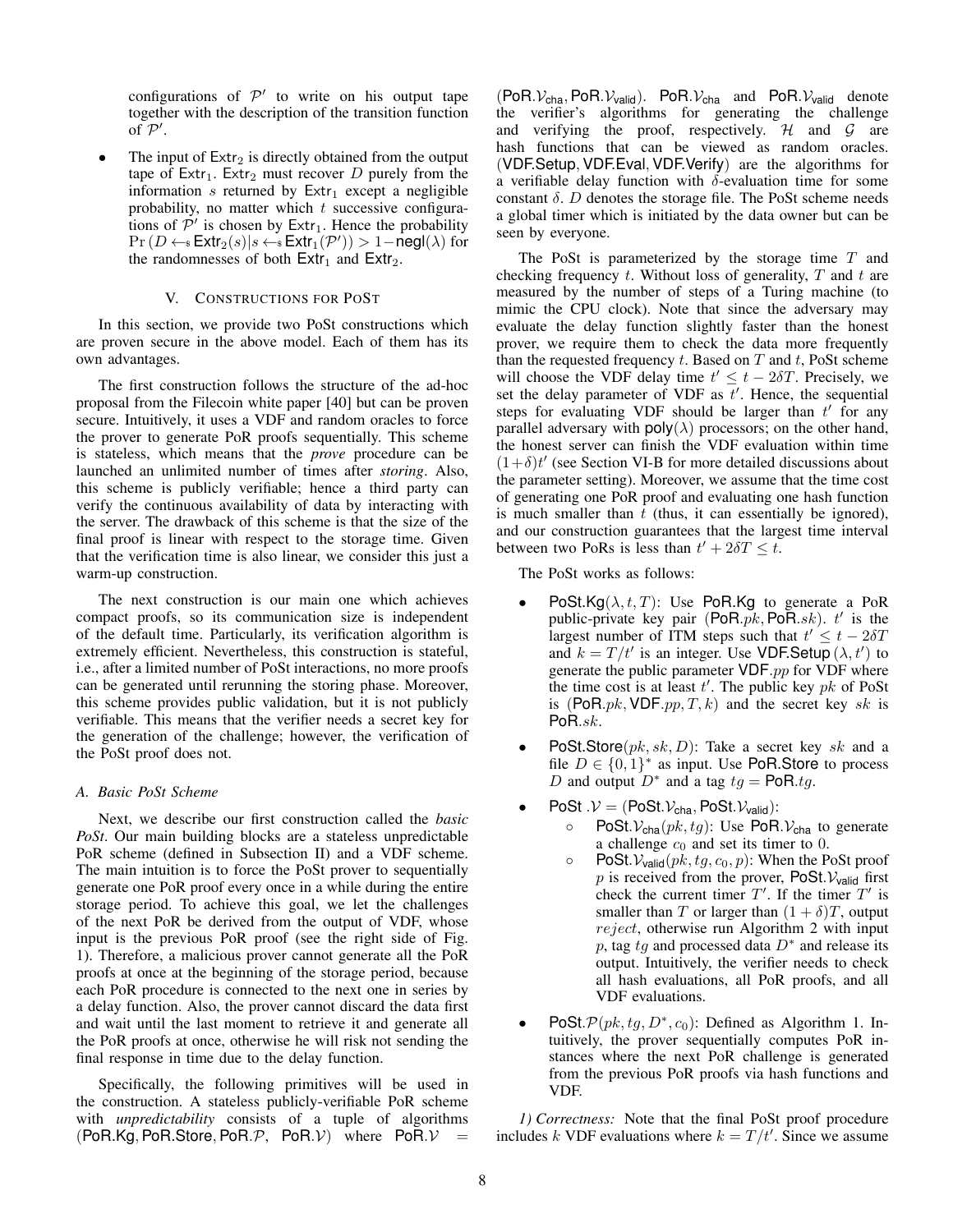configurations of $\mathcal{P}'$ to write on his output tape together with the description of the transition function of $\mathcal{P}'$.

- The input of $\mathsf{Extr}_2$ is directly obtained from the output tape of $\mathsf{Extr}_1$. $\mathsf{Extr}_2$ must recover $D$ purely from the information $s$ returned by $\mathsf{Extr}_1$ except a negligible probability, no matter which $t$ successive configurations of $\mathcal{P}'$ is chosen by $\mathsf{Extr}_1$. Hence the probability $\Pr\left(D \leftarrow\!\!\$\ \mathsf{Extr}_2(s) | s \leftarrow\!\!\$\ \mathsf{Extr}_1(\mathcal{P}')\right) > 1 - \mathsf{negl}(\lambda)$ for the randomnesses of both $\mathsf{Extr}_1$ and $\mathsf{Extr}_2$.

## V. Constructions for PoSt

In this section, we provide two PoSt constructions which are proven secure in the above model. Each of them has its own advantages.

The first construction follows the structure of the ad-hoc proposal from the Filecoin white paper [40] but can be proven secure. Intuitively, it uses a VDF and random oracles to force the prover to generate PoR proofs sequentially. This scheme is stateless, which means that the *prove* procedure can be launched an unlimited number of times after *storing*. Also, this scheme is publicly verifiable; hence a third party can verify the continuous availability of data by interacting with the server. The drawback of this scheme is that the size of the final proof is linear with respect to the storage time. Given that the verification time is also linear, we consider this just a warm-up construction.

The next construction is our main one which achieves compact proofs, so its communication size is independent of the default time. Particularly, its verification algorithm is extremely efficient. Nevertheless, this construction is stateful, i.e., after a limited number of PoSt interactions, no more proofs can be generated until rerunning the storing phase. Moreover, this scheme provides public validation, but it is not publicly verifiable. This means that the verifier needs a secret key for the generation of the challenge; however, the verification of the PoSt proof does not.

### A. Basic PoSt Scheme

Next, we describe our first construction called the *basic PoSt*. Our main building blocks are a stateless unpredictable PoR scheme (defined in Subsection II) and a VDF scheme. The main intuition is to force the PoSt prover to sequentially generate one PoR proof every once in a while during the entire storage period. To achieve this goal, we let the challenges of the next PoR be derived from the output of VDF, whose input is the previous PoR proof (see the right side of Fig. 1). Therefore, a malicious prover cannot generate all the PoR proofs at once at the beginning of the storage period, because each PoR procedure is connected to the next one in series by a delay function. Also, the prover cannot discard the data first and wait until the last moment to retrieve it and generate all the PoR proofs at once, otherwise he will risk not sending the final response in time due to the delay function.

Specifically, the following primitives will be used in the construction. A stateless publicly-verifiable PoR scheme with *unpredictability* consists of a tuple of algorithms $(\mathsf{PoR.Kg}, \mathsf{PoR.Store}, \mathsf{PoR}.\mathcal{P}, \mathsf{PoR}.\mathcal{V})$ where $\mathsf{PoR}.\mathcal{V} = (\mathsf{PoR}.\mathcal{V}_{\mathsf{cha}}, \mathsf{PoR}.\mathcal{V}_{\mathsf{valid}})$. $\mathsf{PoR}.\mathcal{V}_{\mathsf{cha}}$ and $\mathsf{PoR}.\mathcal{V}_{\mathsf{valid}}$ denote the verifier's algorithms for generating the challenge and verifying the proof, respectively. $\mathcal{H}$ and $\mathcal{G}$ are hash functions that can be viewed as random oracles. $(\mathsf{VDF.Setup}, \mathsf{VDF.Eval}, \mathsf{VDF.Verify})$ are the algorithms for a verifiable delay function with $\delta$-evaluation time for some constant $\delta$. $D$ denotes the storage file. The PoSt scheme needs a global timer which is initiated by the data owner but can be seen by everyone.

The PoSt is parameterized by the storage time $T$ and checking frequency $t$. Without loss of generality, $T$ and $t$ are measured by the number of steps of a Turing machine (to mimic the CPU clock). Note that since the adversary may evaluate the delay function slightly faster than the honest prover, we require them to check the data more frequently than the requested frequency $t$. Based on $T$ and $t$, PoSt scheme will choose the VDF delay time $t' \leq t - 2\delta T$. Precisely, we set the delay parameter of VDF as $t'$. Hence, the sequential steps for evaluating VDF should be larger than $t'$ for any parallel adversary with $\mathsf{poly}(\lambda)$ processors; on the other hand, the honest server can finish the VDF evaluation within time $(1+\delta)t'$ (see Section VI-B for more detailed discussions about the parameter setting). Moreover, we assume that the time cost of generating one PoR proof and evaluating one hash function is much smaller than $t$ (thus, it can essentially be ignored), and our construction guarantees that the largest time interval between two PoRs is less than $t' + 2\delta T \leq t$.

The PoSt works as follows:

- $\mathsf{PoSt.Kg}(\lambda, t, T)$: Use $\mathsf{PoR.Kg}$ to generate a PoR public-private key pair $(\mathsf{PoR}.pk, \mathsf{PoR}.sk)$. $t'$ is the largest number of ITM steps such that $t' \leq t - 2\delta T$ and $k = T/t'$ is an integer. Use $\mathsf{VDF.Setup}(\lambda, t')$ to generate the public parameter $\mathsf{VDF}.pp$ for VDF where the time cost is at least $t'$. The public key $pk$ of PoSt is $(\mathsf{PoR}.pk, \mathsf{VDF}.pp, T, k)$ and the secret key $sk$ is $\mathsf{PoR}.sk$.
- $\mathsf{PoSt.Store}(pk, sk, D)$: Take a secret key $sk$ and a file $D \in \{0,1\}^*$ as input. Use $\mathsf{PoR.Store}$ to process $D$ and output $D^*$ and a tag $tg = \mathsf{PoR}.tg$.
- $\mathsf{PoSt}.\mathcal{V} = (\mathsf{PoSt}.\mathcal{V}_{\mathsf{cha}}, \mathsf{PoSt}.\mathcal{V}_{\mathsf{valid}})$:
  - $\mathsf{PoSt}.\mathcal{V}_{\mathsf{cha}}(pk, tg)$: Use $\mathsf{PoR}.\mathcal{V}_{\mathsf{cha}}$ to generate a challenge $c_0$ and set its timer to 0.
  - $\mathsf{PoSt}.\mathcal{V}_{\mathsf{valid}}(pk, tg, c_0, p)$: When the PoSt proof $p$ is received from the prover, $\mathsf{PoSt}.\mathcal{V}_{\mathsf{valid}}$ first check the current timer $T'$. If the timer $T'$ is smaller than $T$ or larger than $(1+\delta)T$, output $reject$, otherwise run Algorithm 2 with input $p$, tag $tg$ and processed data $D^*$ and release its output. Intuitively, the verifier needs to check all hash evaluations, all PoR proofs, and all VDF evaluations.
- $\mathsf{PoSt}.\mathcal{P}(pk, tg, D^*, c_0)$: Defined as Algorithm 1. Intuitively, the prover sequentially computes PoR instances where the next PoR challenge is generated from the previous PoR proofs via hash functions and VDF.

*1) Correctness:* Note that the final PoSt proof procedure includes $k$ VDF evaluations where $k = T/t'$. Since we assume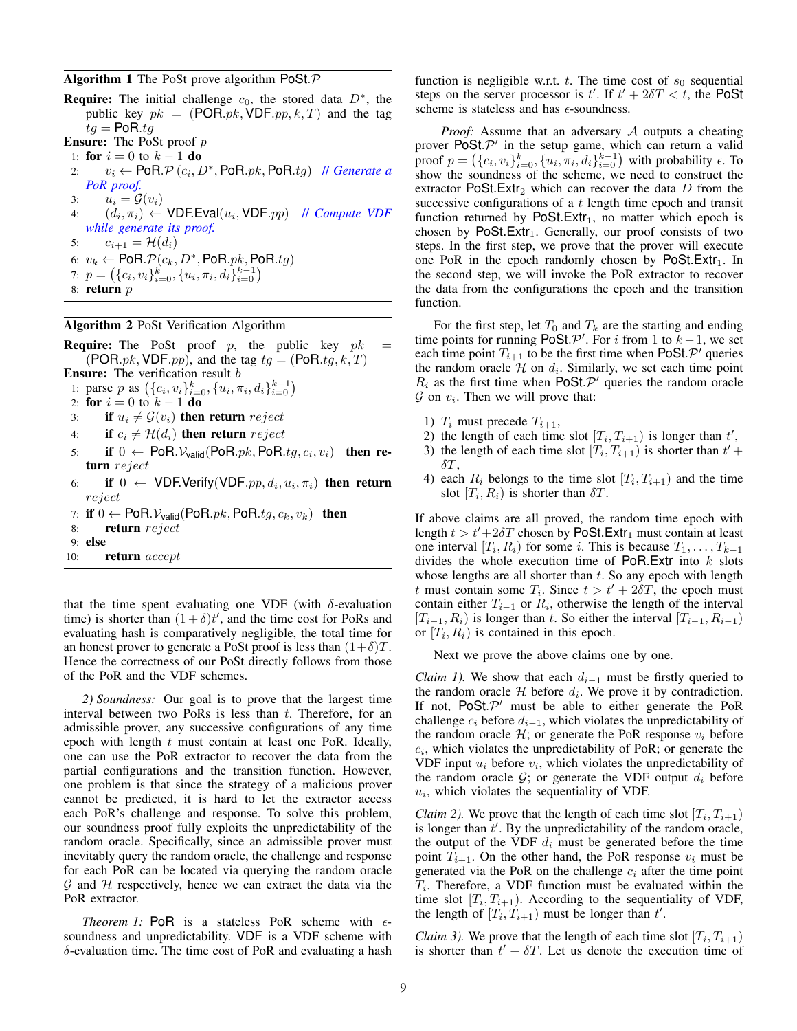**Algorithm 1** The PoSt prove algorithm $\mathsf{PoSt}.\mathcal{P}$

**Require:** The initial challenge $c_0$, the stored data $D^*$, the public key $pk = (\mathsf{POR}.pk, \mathsf{VDF}.pp, k, T)$ and the tag $tg = \mathsf{PoR}.tg$

**Ensure:** The PoSt proof $p$

```
1: for i = 0 to k − 1 do
2:     v_i ← PoR.P(c_i, D*, PoR.pk, PoR.tg)   // Generate a PoR proof.
3:     u_i = G(v_i)
4:     (d_i, π_i) ← VDF.Eval(u_i, VDF.pp)   // Compute VDF while generate its proof.
5:     c_{i+1} = H(d_i)
6: v_k ← PoR.P(c_k, D*, PoR.pk, PoR.tg)
7: p = ({c_i, v_i}_{i=0}^{k}, {u_i, π_i, d_i}_{i=0}^{k−1})
8: return p
```

**Algorithm 2** PoSt Verification Algorithm

**Require:** The PoSt proof $p$, the public key $pk = (\mathsf{POR}.pk, \mathsf{VDF}.pp)$, and the tag $tg = (\mathsf{PoR}.tg, k, T)$

**Ensure:** The verification result $b$

```
1: parse p as ({c_i, v_i}_{i=0}^{k}, {u_i, π_i, d_i}_{i=0}^{k−1})
2: for i = 0 to k − 1 do
3:     if u_i ≠ G(v_i) then return reject
4:     if c_i ≠ H(d_i) then return reject
5:     if 0 ← PoR.V_valid(PoR.pk, PoR.tg, c_i, v_i) then return reject
6:     if 0 ← VDF.Verify(VDF.pp, d_i, u_i, π_i) then return reject
7: if 0 ← PoR.V_valid(PoR.pk, PoR.tg, c_k, v_k) then
8:     return reject
9: else
10:    return accept
```

that the time spent evaluating one VDF (with $\delta$-evaluation time) is shorter than $(1+\delta)t'$, and the time cost for PoRs and evaluating hash is comparatively negligible, the total time for an honest prover to generate a PoSt proof is less than $(1+\delta)T$. Hence the correctness of our PoSt directly follows from those of the PoR and the VDF schemes.

*2) Soundness:* Our goal is to prove that the largest time interval between two PoRs is less than $t$. Therefore, for an admissible prover, any successive configurations of any time epoch with length $t$ must contain at least one PoR. Ideally, one can use the PoR extractor to recover the data from the partial configurations and the transition function. However, one problem is that since the strategy of a malicious prover cannot be predicted, it is hard to let the extractor access each PoR's challenge and response. To solve this problem, our soundness proof fully exploits the unpredictability of the random oracle. Specifically, since an admissible prover must inevitably query the random oracle, the challenge and response for each PoR can be located via querying the random oracle $\mathcal{G}$ and $\mathcal{H}$ respectively, hence we can extract the data via the PoR extractor.

*Theorem 1:* $\mathsf{PoR}$ is a stateless PoR scheme with $\epsilon$-soundness and unpredictability. $\mathsf{VDF}$ is a VDF scheme with $\delta$-evaluation time. The time cost of PoR and evaluating a hash function is negligible w.r.t. $t$. The time cost of $s_0$ sequential steps on the server processor is $t'$. If $t' + 2\delta T < t$, the $\mathsf{PoSt}$ scheme is stateless and has $\epsilon$-soundness.

*Proof:* Assume that an adversary $\mathcal{A}$ outputs a cheating prover $\mathsf{PoSt}.\mathcal{P}'$ in the setup game, which can return a valid proof $p = \left(\{c_i, v_i\}_{i=0}^{k}, \{u_i, \pi_i, d_i\}_{i=0}^{k-1}\right)$ with probability $\epsilon$. To show the soundness of the scheme, we need to construct the extractor $\mathsf{PoSt.Extr}_2$ which can recover the data $D$ from the successive configurations of a $t$ length time epoch and transit function returned by $\mathsf{PoSt.Extr}_1$, no matter which epoch is chosen by $\mathsf{PoSt.Extr}_1$. Generally, our proof consists of two steps. In the first step, we prove that the prover will execute one PoR in the epoch randomly chosen by $\mathsf{PoSt.Extr}_1$. In the second step, we will invoke the PoR extractor to recover the data from the configurations the epoch and the transition function.

For the first step, let $T_0$ and $T_k$ are the starting and ending time points for running $\mathsf{PoSt}.\mathcal{P}'$. For $i$ from 1 to $k-1$, we set each time point $T_{i+1}$ to be the first time when $\mathsf{PoSt}.\mathcal{P}'$ queries the random oracle $\mathcal{H}$ on $d_i$. Similarly, we set each time point $R_i$ as the first time when $\mathsf{PoSt}.\mathcal{P}'$ queries the random oracle $\mathcal{G}$ on $v_i$. Then we will prove that:

1) $T_i$ must precede $T_{i+1}$,
2) the length of each time slot $[T_i, T_{i+1})$ is longer than $t'$,
3) the length of each time slot $[T_i, T_{i+1})$ is shorter than $t' + \delta T$,
4) each $R_i$ belongs to the time slot $[T_i, T_{i+1})$ and the time slot $[T_i, R_i)$ is shorter than $\delta T$.

If above claims are all proved, the random time epoch with length $t > t' + 2\delta T$ chosen by $\mathsf{PoSt.Extr}_1$ must contain at least one interval $[T_i, R_i)$ for some $i$. This is because $T_1, \ldots, T_{k-1}$ divides the whole execution time of $\mathsf{PoR.Extr}$ into $k$ slots whose lengths are all shorter than $t$. So any epoch with length $t$ must contain some $T_i$. Since $t > t' + 2\delta T$, the epoch must contain either $T_{i-1}$ or $R_i$, otherwise the length of the interval $[T_{i-1}, R_i)$ is longer than $t$. So either the interval $[T_{i-1}, R_{i-1})$ or $[T_i, R_i)$ is contained in this epoch.

Next we prove the above claims one by one.

*Claim 1).* We show that each $d_{i-1}$ must be firstly queried to the random oracle $\mathcal{H}$ before $d_i$. We prove it by contradiction. If not, $\mathsf{PoSt}.\mathcal{P}'$ must be able to either generate the PoR challenge $c_i$ before $d_{i-1}$, which violates the unpredictability of the random oracle $\mathcal{H}$; or generate the PoR response $v_i$ before $c_i$, which violates the unpredictability of PoR; or generate the VDF input $u_i$ before $v_i$, which violates the unpredictability of the random oracle $\mathcal{G}$; or generate the VDF output $d_i$ before $u_i$, which violates the sequentiality of VDF.

*Claim 2).* We prove that the length of each time slot $[T_i, T_{i+1})$ is longer than $t'$. By the unpredictability of the random oracle, the output of the VDF $d_i$ must be generated before the time point $T_{i+1}$. On the other hand, the PoR response $v_i$ must be generated via the PoR on the challenge $c_i$ after the time point $T_i$. Therefore, a VDF function must be evaluated within the time slot $[T_i, T_{i+1})$. According to the sequentiality of VDF, the length of $[T_i, T_{i+1})$ must be longer than $t'$.

*Claim 3).* We prove that the length of each time slot $[T_i, T_{i+1})$ is shorter than $t' + \delta T$. Let us denote the execution time of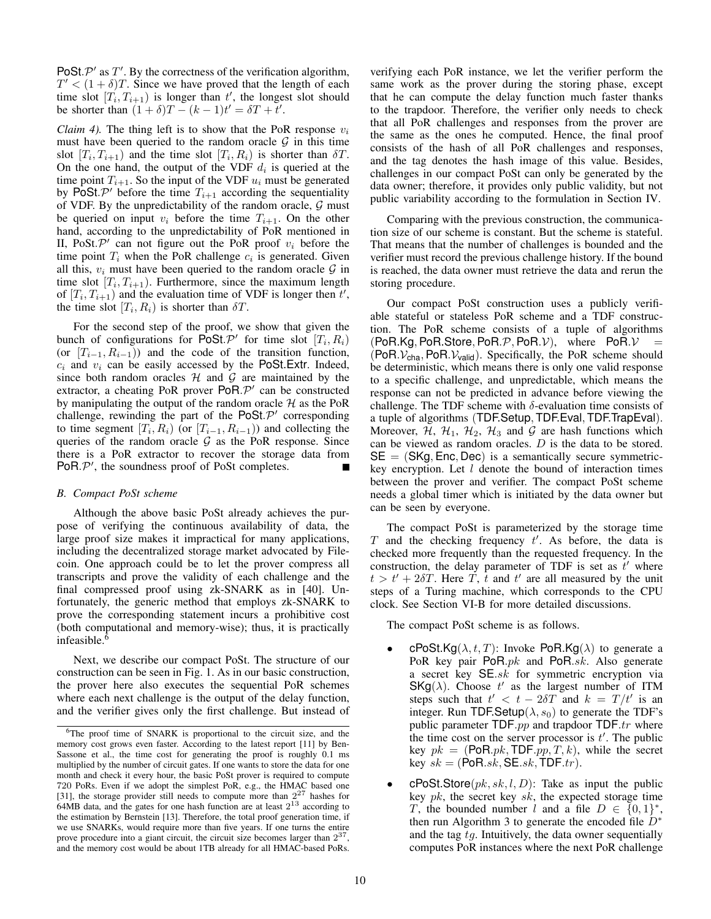$\mathsf{PoSt}.\mathcal{P}'$ as $T'$. By the correctness of the verification algorithm, $T' < (1+\delta)T$. Since we have proved that the length of each time slot $[T_i, T_{i+1})$ is longer than $t'$, the longest slot should be shorter than $(1+\delta)T - (k-1)t' = \delta T + t'$.

*Claim 4).* The thing left is to show that the PoR response $v_i$ must have been queried to the random oracle $\mathcal{G}$ in this time slot $[T_i, T_{i+1})$ and the time slot $[T_i, R_i)$ is shorter than $\delta T$. On the one hand, the output of the VDF $d_i$ is queried at the time point $T_{i+1}$. So the input of the VDF $u_i$ must be generated by $\mathsf{PoSt}.\mathcal{P}'$ before the time $T_{i+1}$ according the sequentiality of VDF. By the unpredictability of the random oracle, $\mathcal{G}$ must be queried on input $v_i$ before the time $T_{i+1}$. On the other hand, according to the unpredictability of PoR mentioned in II, $\mathsf{PoSt}.\mathcal{P}'$ can not figure out the PoR proof $v_i$ before the time point $T_i$ when the PoR challenge $c_i$ is generated. Given all this, $v_i$ must have been queried to the random oracle $\mathcal{G}$ in time slot $[T_i, T_{i+1})$. Furthermore, since the maximum length of $[T_i, T_{i+1})$ and the evaluation time of VDF is longer then $t'$, the time slot $[T_i, R_i)$ is shorter than $\delta T$.

For the second step of the proof, we show that given the bunch of configurations for $\mathsf{PoSt}.\mathcal{P}'$ for time slot $[T_i, R_i)$ (or $[T_{i-1}, R_{i-1})$) and the code of the transition function, $c_i$ and $v_i$ can be easily accessed by the $\mathsf{PoSt.Extr}$. Indeed, since both random oracles $\mathcal{H}$ and $\mathcal{G}$ are maintained by the extractor, a cheating PoR prover $\mathsf{PoR}.\mathcal{P}'$ can be constructed by manipulating the output of the random oracle $\mathcal{H}$ as the PoR challenge, rewinding the part of the $\mathsf{PoSt}.\mathcal{P}'$ corresponding to time segment $[T_i, R_i)$ (or $[T_{i-1}, R_{i-1})$) and collecting the queries of the random oracle $\mathcal{G}$ as the PoR response. Since there is a PoR extractor to recover the storage data from $\mathsf{PoR}.\mathcal{P}'$, the soundness proof of PoSt completes. ∎

### *B. Compact PoSt scheme*

Although the above basic PoSt already achieves the purpose of verifying the continuous availability of data, the large proof size makes it impractical for many applications, including the decentralized storage market advocated by Filecoin. One approach could be to let the prover compress all transcripts and prove the validity of each challenge and the final compressed proof using zk-SNARK as in [40]. Unfortunately, the generic method that employs zk-SNARK to prove the corresponding statement incurs a prohibitive cost (both computational and memory-wise); thus, it is practically infeasible.[6]

Next, we describe our compact PoSt. The structure of our construction can be seen in Fig. 1. As in our basic construction, the prover here also executes the sequential PoR schemes where each next challenge is the output of the delay function, and the verifier gives only the first challenge. But instead of verifying each PoR instance, we let the verifier perform the same work as the prover during the storing phase, except that he can compute the delay function much faster thanks to the trapdoor. Therefore, the verifier only needs to check that all PoR challenges and responses from the prover are the same as the ones he computed. Hence, the final proof consists of the hash of all PoR challenges and responses, and the tag denotes the hash image of this value. Besides, challenges in our compact PoSt can only be generated by the data owner; therefore, it provides only public validity, but not public variability according to the formulation in Section IV.

Comparing with the previous construction, the communication size of our scheme is constant. But the scheme is stateful. That means that the number of challenges is bounded and the verifier must record the previous challenge history. If the bound is reached, the data owner must retrieve the data and rerun the storing procedure.

Our compact PoSt construction uses a publicly verifiable stateful or stateless PoR scheme and a TDF construction. The PoR scheme consists of a tuple of algorithms $(\mathsf{PoR.Kg}, \mathsf{PoR.Store}, \mathsf{PoR}.\mathcal{P}, \mathsf{PoR}.\mathcal{V})$, where $\mathsf{PoR}.\mathcal{V} = (\mathsf{PoR}.\mathcal{V}_{\mathsf{cha}}, \mathsf{PoR}.\mathcal{V}_{\mathsf{valid}})$. Specifically, the PoR scheme should be deterministic, which means there is only one valid response to a specific challenge, and unpredictable, which means the response can not be predicted in advance before viewing the challenge. The TDF scheme with $\delta$-evaluation time consists of a tuple of algorithms $(\mathsf{TDF.Setup}, \mathsf{TDF.Eval}, \mathsf{TDF.TrapEval})$. Moreover, $\mathcal{H}$, $\mathcal{H}_1$, $\mathcal{H}_2$, $\mathcal{H}_3$ and $\mathcal{G}$ are hash functions which can be viewed as random oracles. $D$ is the data to be stored. $\mathsf{SE} = (\mathsf{SKg}, \mathsf{Enc}, \mathsf{Dec})$ is a semantically secure symmetric-key encryption. Let $l$ denote the bound of interaction times between the prover and verifier. The compact PoSt scheme needs a global timer which is initiated by the data owner but can be seen by everyone.

The compact PoSt is parameterized by the storage time $T$ and the checking frequency $t'$. As before, the data is checked more frequently than the requested frequency. In the construction, the delay parameter of TDF is set as $t'$ where $t > t' + 2\delta T$. Here $T$, $t$ and $t'$ are all measured by the unit steps of a Turing machine, which corresponds to the CPU clock. See Section VI-B for more detailed discussions.

The compact PoSt scheme is as follows.

- $\mathsf{cPoSt.Kg}(\lambda, t, T)$: Invoke $\mathsf{PoR.Kg}(\lambda)$ to generate a PoR key pair $\mathsf{PoR}.pk$ and $\mathsf{PoR}.sk$. Also generate a secret key $\mathsf{SE}.sk$ for symmetric encryption via $\mathsf{SKg}(\lambda)$. Choose $t'$ as the largest number of ITM steps such that $t' < t - 2\delta T$ and $k = T/t'$ is an integer. Run $\mathsf{TDF.Setup}(\lambda, s_0)$ to generate the TDF's public parameter $\mathsf{TDF}.pp$ and trapdoor $\mathsf{TDF}.tr$ where the time cost on the server processor is $t'$. The public key $pk = (\mathsf{PoR}.pk, \mathsf{TDF}.pp, T, k)$, while the secret key $sk = (\mathsf{PoR}.sk, \mathsf{SE}.sk, \mathsf{TDF}.tr)$.
- $\mathsf{cPoSt.Store}(pk, sk, l, D)$: Take as input the public key $pk$, the secret key $sk$, the expected storage time $T$, the bounded number $l$ and a file $D \in \{0,1\}^*$, then run Algorithm 3 to generate the encoded file $D^*$ and the tag $tg$. Intuitively, the data owner sequentially computes PoR instances where the next PoR challenge

[6] The proof time of SNARK is proportional to the circuit size, and the memory cost grows even faster. According to the latest report [11] by Ben-Sassone et al., the time cost for generating the proof is roughly 0.1 ms multiplied by the number of circuit gates. If one wants to store the data for one month and check it every hour, the basic PoSt prover is required to compute 720 PoRs. Even if we adopt the simplest PoR, e.g., the HMAC based one [31], the storage provider still needs to compute more than $2^{27}$ hashes for 64MB data, and the gates for one hash function are at least $2^{13}$ according to the estimation by Bernstein [13]. Therefore, the total proof generation time, if we use SNARKs, would require more than five years. If one turns the entire prove procedure into a giant circuit, the circuit size becomes larger than $2^{37}$, and the memory cost would be about 1TB already for all HMAC-based PoRs.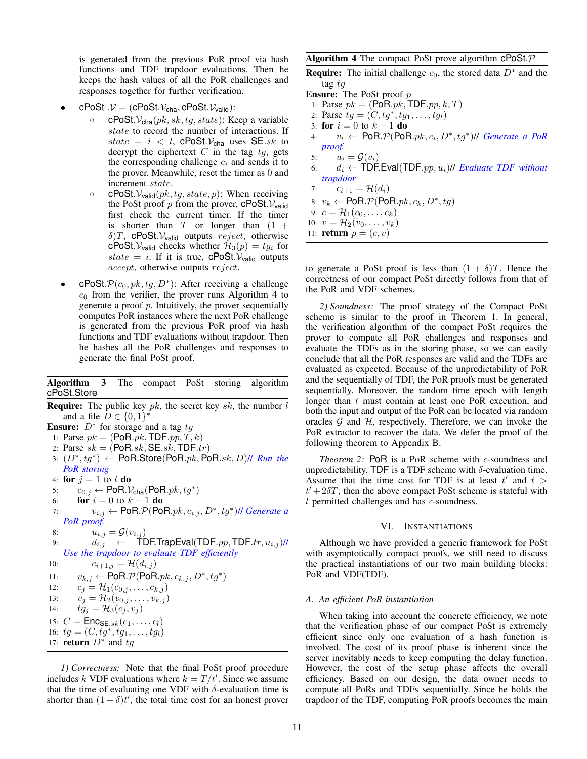is generated from the previous PoR proof via hash functions and TDF trapdoor evaluations. Then he keeps the hash values of all the PoR challenges and responses together for further verification.

- cPoSt $.\mathcal{V} = (\text{cPoSt}.\mathcal{V}_{\text{cha}}, \text{cPoSt}.\mathcal{V}_{\text{valid}})$:
  - cPoSt$.\mathcal{V}_{\text{cha}}(pk, sk, tg, state)$: Keep a variable $state$ to record the number of interactions. If $state = i < l$, cPoSt$.\mathcal{V}_{\text{cha}}$ uses SE$.sk$ to decrypt the ciphertext $C$ in the tag $tg$, gets the corresponding challenge $c_i$ and sends it to the prover. Meanwhile, reset the timer as 0 and increment $state$.
  - cPoSt$.\mathcal{V}_{\text{valid}}(pk, tg, state, p)$: When receiving the PoSt proof $p$ from the prover, cPoSt$.\mathcal{V}_{\text{valid}}$ first check the current timer. If the timer is shorter than $T$ or longer than $(1 + \delta)T$, cPoSt$.\mathcal{V}_{\text{valid}}$ outputs $reject$, otherwise cPoSt$.\mathcal{V}_{\text{valid}}$ checks whether $\mathcal{H}_3(p) = tg_i$ for $state = i$. If it is true, cPoSt$.\mathcal{V}_{\text{valid}}$ outputs $accept$, otherwise outputs $reject$.
- cPoSt$.\mathcal{P}(c_0, pk, tg, D^*)$: After receiving a challenge $c_0$ from the verifier, the prover runs Algorithm 4 to generate a proof $p$. Intuitively, the prover sequentially computes PoR instances where the next PoR challenge is generated from the previous PoR proof via hash functions and TDF evaluations without trapdoor. Then he hashes all the PoR challenges and responses to generate the final PoSt proof.

**Algorithm 3** The compact PoSt storing algorithm cPoSt.Store

**Require:** The public key $pk$, the secret key $sk$, the number $l$ and a file $D \in \{0, 1\}^*$
**Ensure:** $D^*$ for storage and a tag $tg$

```
1:  Parse pk = (PoR.pk, TDF.pp, T, k)
2:  Parse sk = (PoR.sk, SE.sk, TDF.tr)
3:  (D*, tg*) ← PoR.Store(PoR.pk, PoR.sk, D)// Run the PoR storing
4:  for j = 1 to l do
5:      c_{0,j} ← PoR.V_cha(PoR.pk, tg*)
6:      for i = 0 to k − 1 do
7:          v_{i,j} ← PoR.P(PoR.pk, c_{i,j}, D*, tg*)// Generate a PoR proof.
8:          u_{i,j} = G(v_{i,j})
9:          d_{i,j} ← TDF.TrapEval(TDF.pp, TDF.tr, u_{i,j})// Use the trapdoor to evaluate TDF efficiently
10:         c_{i+1,j} = H(d_{i,j})
11:     v_{k,j} ← PoR.P(PoR.pk, c_{k,j}, D*, tg*)
12:     c_j = H_1(c_{0,j}, ..., c_{k,j})
13:     v_j = H_2(v_{0,j}, ..., v_{k,j})
14:     tg_j = H_3(c_j, v_j)
15: C = Enc_{SE.sk}(c_1, ..., c_l)
16: tg = (C, tg*, tg_1, ..., tg_l)
17: return D* and tg
```

*1) Correctness:* Note that the final PoSt proof procedure includes $k$ VDF evaluations where $k = T/t'$. Since we assume that the time of evaluating one VDF with $\delta$-evaluation time is shorter than $(1 + \delta)t'$, the total time cost for an honest prover to generate a PoSt proof is less than $(1 + \delta)T$. Hence the correctness of our compact PoSt directly follows from that of the PoR and VDF schemes.

**Algorithm 4** The compact PoSt prove algorithm cPoSt.$\mathcal{P}$

**Require:** The initial challenge $c_0$, the stored data $D^*$ and the tag $tg$
**Ensure:** The PoSt proof $p$

```
1:  Parse pk = (PoR.pk, TDF.pp, k, T)
2:  Parse tg = (C, tg*, tg_1, ..., tg_l)
3:  for i = 0 to k − 1 do
4:      v_i ← PoR.P(PoR.pk, c_i, D*, tg*)// Generate a PoR proof.
5:      u_i = G(v_i)
6:      d_i ← TDF.Eval(TDF.pp, u_i)// Evaluate TDF without trapdoor
7:      c_{i+1} = H(d_i)
8:  v_k ← PoR.P(PoR.pk, c_k, D*, tg)
9:  c = H_1(c_0, ..., c_k)
10: v = H_2(v_0, ..., v_k)
11: return p = (c, v)
```

*2) Soundness:* The proof strategy of the Compact PoSt scheme is similar to the proof in Theorem 1. In general, the verification algorithm of the compact PoSt requires the prover to compute all PoR challenges and responses and evaluate the TDFs as in the storing phase, so we can easily conclude that all the PoR responses are valid and the TDFs are evaluated as expected. Because of the unpredictability of PoR and the sequentially of TDF, the PoR proofs must be generated sequentially. Moreover, the random time epoch with length longer than $t$ must contain at least one PoR execution, and both the input and output of the PoR can be located via random oracles $\mathcal{G}$ and $\mathcal{H}$, respectively. Therefore, we can invoke the PoR extractor to recover the data. We defer the proof of the following theorem to Appendix B.

*Theorem 2:* PoR is a PoR scheme with $\epsilon$-soundness and unpredictability. TDF is a TDF scheme with $\delta$-evaluation time. Assume that the time cost for TDF is at least $t'$ and $t > t' + 2\delta T$, then the above compact PoSt scheme is stateful with $l$ permitted challenges and has $\epsilon$-soundness.

## VI. Instantiations

Although we have provided a generic framework for PoSt with asymptotically compact proofs, we still need to discuss the practical instantiations of our two main building blocks: PoR and VDF(TDF).

### A. An efficient PoR instantiation

When taking into account the concrete efficiency, we note that the verification phase of our compact PoSt is extremely efficient since only one evaluation of a hash function is involved. The cost of its proof phase is inherent since the server inevitably needs to keep computing the delay function. However, the cost of the setup phase affects the overall efficiency. Based on our design, the data owner needs to compute all PoRs and TDFs sequentially. Since he holds the trapdoor of the TDF, computing PoR proofs becomes the main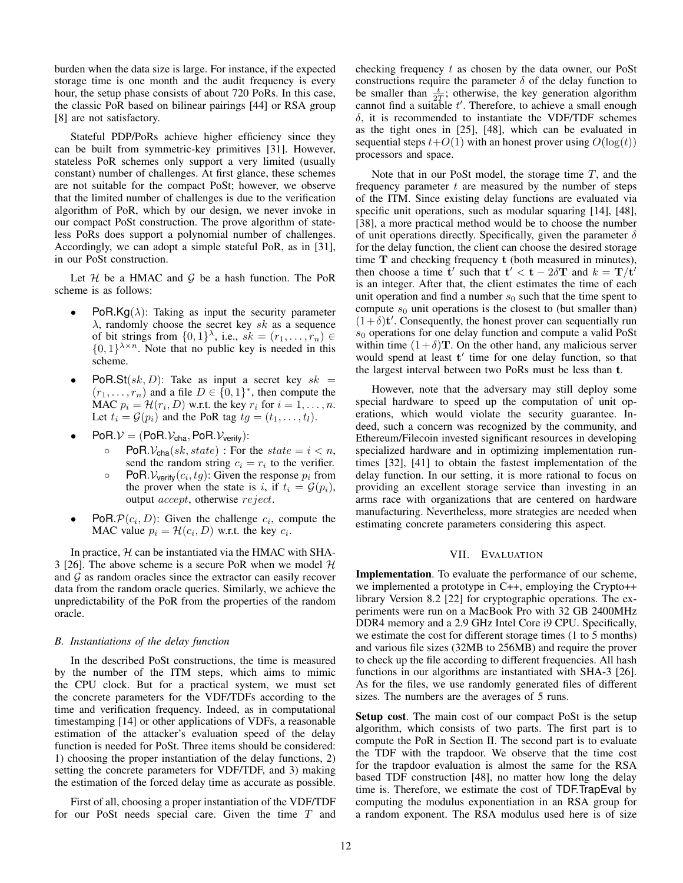burden when the data size is large. For instance, if the expected storage time is one month and the audit frequency is every hour, the setup phase consists of about 720 PoRs. In this case, the classic PoR based on bilinear pairings [44] or RSA group [8] are not satisfactory.

Stateful PDP/PoRs achieve higher efficiency since they can be built from symmetric-key primitives [31]. However, stateless PoR schemes only support a very limited (usually constant) number of challenges. At first glance, these schemes are not suitable for the compact PoSt; however, we observe that the limited number of challenges is due to the verification algorithm of PoR, which by our design, we never invoke in our compact PoSt construction. The prove algorithm of stateless PoRs does support a polynomial number of challenges. Accordingly, we can adopt a simple stateful PoR, as in [31], in our PoSt construction.

Let $\mathcal{H}$ be a HMAC and $\mathcal{G}$ be a hash function. The PoR scheme is as follows:

- $\mathsf{PoR.Kg}(\lambda)$: Taking as input the security parameter $\lambda$, randomly choose the secret key $sk$ as a sequence of bit strings from $\{0,1\}^\lambda$, i.e., $sk = (r_1, \ldots, r_n) \in \{0,1\}^{\lambda \times n}$. Note that no public key is needed in this scheme.
- $\mathsf{PoR.St}(sk, D)$: Take as input a secret key $sk = (r_1, \ldots, r_n)$ and a file $D \in \{0,1\}^*$, then compute the MAC $p_i = \mathcal{H}(r_i, D)$ w.r.t. the key $r_i$ for $i = 1, \ldots, n$. Let $t_i = \mathcal{G}(p_i)$ and the PoR tag $tg = (t_1, \ldots, t_l)$.
- $\mathsf{PoR}.\mathcal{V} = (\mathsf{PoR}.\mathcal{V}_{\mathsf{cha}}, \mathsf{PoR}.\mathcal{V}_{\mathsf{verify}})$:
  - $\mathsf{PoR}.\mathcal{V}_{\mathsf{cha}}(sk, state)$ : For the $state = i < n$, send the random string $c_i = r_i$ to the verifier.
  - $\mathsf{PoR}.\mathcal{V}_{\mathsf{verify}}(c_i, tg)$: Given the response $p_i$ from the prover when the state is $i$, if $t_i = \mathcal{G}(p_i)$, output $accept$, otherwise $reject$.
- $\mathsf{PoR}.\mathcal{P}(c_i, D)$: Given the challenge $c_i$, compute the MAC value $p_i = \mathcal{H}(c_i, D)$ w.r.t. the key $c_i$.

In practice, $\mathcal{H}$ can be instantiated via the HMAC with SHA-3 [26]. The above scheme is a secure PoR when we model $\mathcal{H}$ and $\mathcal{G}$ as random oracles since the extractor can easily recover data from the random oracle queries. Similarly, we achieve the unpredictability of the PoR from the properties of the random oracle.

### B. Instantiations of the delay function

In the described PoSt constructions, the time is measured by the number of the ITM steps, which aims to mimic the CPU clock. But for a practical system, we must set the concrete parameters for the VDF/TDFs according to the time and verification frequency. Indeed, as in computational timestamping [14] or other applications of VDFs, a reasonable estimation of the attacker's evaluation speed of the delay function is needed for PoSt. Three items should be considered: 1) choosing the proper instantiation of the delay functions, 2) setting the concrete parameters for VDF/TDF, and 3) making the estimation of the forced delay time as accurate as possible.

First of all, choosing a proper instantiation of the VDF/TDF for our PoSt needs special care. Given the time $T$ and checking frequency $t$ as chosen by the data owner, our PoSt constructions require the parameter $\delta$ of the delay function to be smaller than $\frac{t}{2T}$; otherwise, the key generation algorithm cannot find a suitable $t'$. Therefore, to achieve a small enough $\delta$, it is recommended to instantiate the VDF/TDF schemes as the tight ones in [25], [48], which can be evaluated in sequential steps $t + O(1)$ with an honest prover using $O(\log(t))$ processors and space.

Note that in our PoSt model, the storage time $T$, and the frequency parameter $t$ are measured by the number of steps of the ITM. Since existing delay functions are evaluated via specific unit operations, such as modular squaring [14], [48], [38], a more practical method would be to choose the number of unit operations directly. Specifically, given the parameter $\delta$ for the delay function, the client can choose the desired storage time $\mathbf{T}$ and checking frequency $\mathbf{t}$ (both measured in minutes), then choose a time $\mathbf{t}'$ such that $\mathbf{t}' < \mathbf{t} - 2\delta\mathbf{T}$ and $k = \mathbf{T}/\mathbf{t}'$ is an integer. After that, the client estimates the time of each unit operation and find a number $s_0$ such that the time spent to compute $s_0$ unit operations is the closest to (but smaller than) $(1+\delta)\mathbf{t}'$. Consequently, the honest prover can sequentially run $s_0$ operations for one delay function and compute a valid PoSt within time $(1+\delta)\mathbf{T}$. On the other hand, any malicious server would spend at least $\mathbf{t}'$ time for one delay function, so that the largest interval between two PoRs must be less than $\mathbf{t}$.

However, note that the adversary may still deploy some special hardware to speed up the computation of unit operations, which would violate the security guarantee. Indeed, such a concern was recognized by the community, and Ethereum/Filecoin invested significant resources in developing specialized hardware and in optimizing implementation runtimes [32], [41] to obtain the fastest implementation of the delay function. In our setting, it is more rational to focus on providing an excellent storage service than investing in an arms race with organizations that are centered on hardware manufacturing. Nevertheless, more strategies are needed when estimating concrete parameters considering this aspect.

## VII. Evaluation

**Implementation**. To evaluate the performance of our scheme, we implemented a prototype in C++, employing the Crypto++ library Version 8.2 [22] for cryptographic operations. The experiments were run on a MacBook Pro with 32 GB 2400MHz DDR4 memory and a 2.9 GHz Intel Core i9 CPU. Specifically, we estimate the cost for different storage times (1 to 5 months) and various file sizes (32MB to 256MB) and require the prover to check up the file according to different frequencies. All hash functions in our algorithms are instantiated with SHA-3 [26]. As for the files, we use randomly generated files of different sizes. The numbers are the averages of 5 runs.

**Setup cost**. The main cost of our compact PoSt is the setup algorithm, which consists of two parts. The first part is to compute the PoR in Section II. The second part is to evaluate the TDF with the trapdoor. We observe that the time cost for the trapdoor evaluation is almost the same for the RSA based TDF construction [48], no matter how long the delay time is. Therefore, we estimate the cost of $\mathsf{TDF.TrapEval}$ by computing the modulus exponentiation in an RSA group for a random exponent. The RSA modulus used here is of size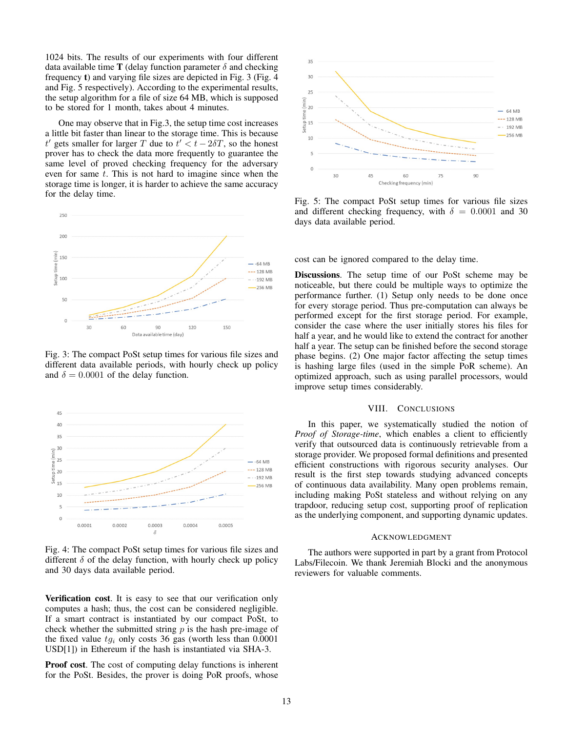1024 bits. The results of our experiments with four different data available time **T** (delay function parameter $\delta$ and checking frequency **t**) and varying file sizes are depicted in Fig. 3 (Fig. 4 and Fig. 5 respectively). According to the experimental results, the setup algorithm for a file of size 64 MB, which is supposed to be stored for 1 month, takes about 4 minutes.

One may observe that in Fig.3, the setup time cost increases a little bit faster than linear to the storage time. This is because $t'$ gets smaller for larger $T$ due to $t' < t - 2\delta T$, so the honest prover has to check the data more frequently to guarantee the same level of proved checking frequency for the adversary even for same $t$. This is not hard to imagine since when the storage time is longer, it is harder to achieve the same accuracy for the delay time.

Fig. 3: The compact PoSt setup times for various file sizes and different data available periods, with hourly check up policy and $\delta = 0.0001$ of the delay function.

Fig. 4: The compact PoSt setup times for various file sizes and different $\delta$ of the delay function, with hourly check up policy and 30 days data available period.

**Verification cost**. It is easy to see that our verification only computes a hash; thus, the cost can be considered negligible. If a smart contract is instantiated by our compact PoSt, to check whether the submitted string $p$ is the hash pre-image of the fixed value $tg_i$ only costs 36 gas (worth less than 0.0001 USD[1]) in Ethereum if the hash is instantiated via SHA-3.

**Proof cost**. The cost of computing delay functions is inherent for the PoSt. Besides, the prover is doing PoR proofs, whose cost can be ignored compared to the delay time.

Fig. 5: The compact PoSt setup times for various file sizes and different checking frequency, with $\delta = 0.0001$ and 30 days data available period.

**Discussions**. The setup time of our PoSt scheme may be noticeable, but there could be multiple ways to optimize the performance further. (1) Setup only needs to be done once for every storage period. Thus pre-computation can always be performed except for the first storage period. For example, consider the case where the user initially stores his files for half a year, and he would like to extend the contract for another half a year. The setup can be finished before the second storage phase begins. (2) One major factor affecting the setup times is hashing large files (used in the simple PoR scheme). An optimized approach, such as using parallel processors, would improve setup times considerably.

## VIII. Conclusions

In this paper, we systematically studied the notion of *Proof of Storage-time*, which enables a client to efficiently verify that outsourced data is continuously retrievable from a storage provider. We proposed formal definitions and presented efficient constructions with rigorous security analyses. Our result is the first step towards studying advanced concepts of continuous data availability. Many open problems remain, including making PoSt stateless and without relying on any trapdoor, reducing setup cost, supporting proof of replication as the underlying component, and supporting dynamic updates.

## Acknowledgment

The authors were supported in part by a grant from Protocol Labs/Filecoin. We thank Jeremiah Blocki and the anonymous reviewers for valuable comments.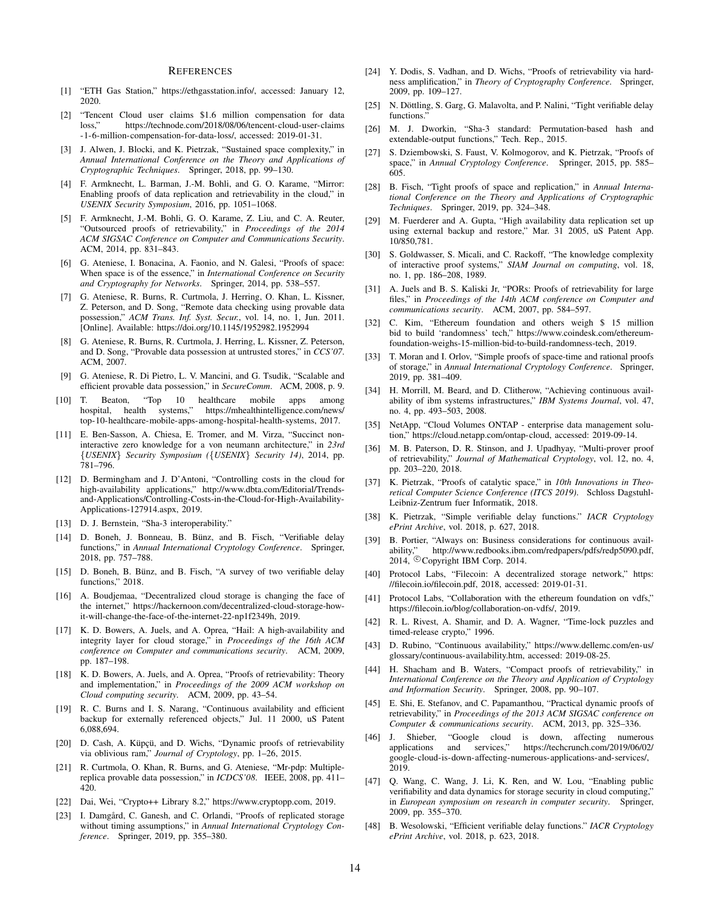# References

[1] "ETH Gas Station," https://ethgasstation.info/, accessed: January 12, 2020.

[2] "Tencent Cloud user claims $1.6 million compensation for data loss," https://technode.com/2018/08/06/tencent-cloud-user-claims-1-6-million-compensation-for-data-loss/, accessed: 2019-01-31.

[3] J. Alwen, J. Blocki, and K. Pietrzak, "Sustained space complexity," in *Annual International Conference on the Theory and Applications of Cryptographic Techniques*. Springer, 2018, pp. 99–130.

[4] F. Armknecht, L. Barman, J.-M. Bohli, and G. O. Karame, "Mirror: Enabling proofs of data replication and retrievability in the cloud," in *USENIX Security Symposium*, 2016, pp. 1051–1068.

[5] F. Armknecht, J.-M. Bohli, G. O. Karame, Z. Liu, and C. A. Reuter, "Outsourced proofs of retrievability," in *Proceedings of the 2014 ACM SIGSAC Conference on Computer and Communications Security*. ACM, 2014, pp. 831–843.

[6] G. Ateniese, I. Bonacina, A. Faonio, and N. Galesi, "Proofs of space: When space is of the essence," in *International Conference on Security and Cryptography for Networks*. Springer, 2014, pp. 538–557.

[7] G. Ateniese, R. Burns, R. Curtmola, J. Herring, O. Khan, L. Kissner, Z. Peterson, and D. Song, "Remote data checking using provable data possession," *ACM Trans. Inf. Syst. Secur.*, vol. 14, no. 1, Jun. 2011. [Online]. Available: https://doi.org/10.1145/1952982.1952994

[8] G. Ateniese, R. Burns, R. Curtmola, J. Herring, L. Kissner, Z. Peterson, and D. Song, "Provable data possession at untrusted stores," in *CCS'07*. ACM, 2007.

[9] G. Ateniese, R. Di Pietro, L. V. Mancini, and G. Tsudik, "Scalable and efficient provable data possession," in *SecureComm*. ACM, 2008, p. 9.

[10] T. Beaton, "Top 10 healthcare mobile apps among hospital, health systems," https://mhealthintelligence.com/news/top-10-healthcare-mobile-apps-among-hospital-health-systems, 2017.

[11] E. Ben-Sasson, A. Chiesa, E. Tromer, and M. Virza, "Succinct non-interactive zero knowledge for a von neumann architecture," in *23rd {USENIX} Security Symposium ({USENIX} Security 14)*, 2014, pp. 781–796.

[12] D. Bermingham and J. D'Antoni, "Controlling costs in the cloud for high-availability applications," http://www.dbta.com/Editorial/Trends-and-Applications/Controlling-Costs-in-the-Cloud-for-High-Availability-Applications-127914.aspx, 2019.

[13] D. J. Bernstein, "Sha-3 interoperability."

[14] D. Boneh, J. Bonneau, B. Bünz, and B. Fisch, "Verifiable delay functions," in *Annual International Cryptology Conference*. Springer, 2018, pp. 757–788.

[15] D. Boneh, B. Bünz, and B. Fisch, "A survey of two verifiable delay functions," 2018.

[16] A. Boudjemaa, "Decentralized cloud storage is changing the face of the internet," https://hackernoon.com/decentralized-cloud-storage-how-it-will-change-the-face-of-the-internet-22-np1f2349h, 2019.

[17] K. D. Bowers, A. Juels, and A. Oprea, "Hail: A high-availability and integrity layer for cloud storage," in *Proceedings of the 16th ACM conference on Computer and communications security*. ACM, 2009, pp. 187–198.

[18] K. D. Bowers, A. Juels, and A. Oprea, "Proofs of retrievability: Theory and implementation," in *Proceedings of the 2009 ACM workshop on Cloud computing security*. ACM, 2009, pp. 43–54.

[19] R. C. Burns and I. S. Narang, "Continuous availability and efficient backup for externally referenced objects," Jul. 11 2000, uS Patent 6,088,694.

[20] D. Cash, A. Küpçü, and D. Wichs, "Dynamic proofs of retrievability via oblivious ram," *Journal of Cryptology*, pp. 1–26, 2015.

[21] R. Curtmola, O. Khan, R. Burns, and G. Ateniese, "Mr-pdp: Multiple-replica provable data possession," in *ICDCS'08*. IEEE, 2008, pp. 411–420.

[22] Dai, Wei, "Crypto++ Library 8.2," https://www.cryptopp.com, 2019.

[23] I. Damgård, C. Ganesh, and C. Orlandi, "Proofs of replicated storage without timing assumptions," in *Annual International Cryptology Conference*. Springer, 2019, pp. 355–380.

[24] Y. Dodis, S. Vadhan, and D. Wichs, "Proofs of retrievability via hardness amplification," in *Theory of Cryptography Conference*. Springer, 2009, pp. 109–127.

[25] N. Döttling, S. Garg, G. Malavolta, and P. Nalini, "Tight verifiable delay functions."

[26] M. J. Dworkin, "Sha-3 standard: Permutation-based hash and extendable-output functions," Tech. Rep., 2015.

[27] S. Dziembowski, S. Faust, V. Kolmogorov, and K. Pietrzak, "Proofs of space," in *Annual Cryptology Conference*. Springer, 2015, pp. 585–605.

[28] B. Fisch, "Tight proofs of space and replication," in *Annual International Conference on the Theory and Applications of Cryptographic Techniques*. Springer, 2019, pp. 324–348.

[29] M. Fuerderer and A. Gupta, "High availability data replication set up using external backup and restore," Mar. 31 2005, uS Patent App. 10/850,781.

[30] S. Goldwasser, S. Micali, and C. Rackoff, "The knowledge complexity of interactive proof systems," *SIAM Journal on computing*, vol. 18, no. 1, pp. 186–208, 1989.

[31] A. Juels and B. S. Kaliski Jr, "PORs: Proofs of retrievability for large files," in *Proceedings of the 14th ACM conference on Computer and communications security*. ACM, 2007, pp. 584–597.

[32] C. Kim, "Ethereum foundation and others weigh $ 15 million bid to build 'randomness' tech," https://www.coindesk.com/ethereum-foundation-weighs-15-million-bid-to-build-randomness-tech, 2019.

[33] T. Moran and I. Orlov, "Simple proofs of space-time and rational proofs of storage," in *Annual International Cryptology Conference*. Springer, 2019, pp. 381–409.

[34] H. Morrill, M. Beard, and D. Clitherow, "Achieving continuous availability of ibm systems infrastructures," *IBM Systems Journal*, vol. 47, no. 4, pp. 493–503, 2008.

[35] NetApp, "Cloud Volumes ONTAP - enterprise data management solution," https://cloud.netapp.com/ontap-cloud, accessed: 2019-09-14.

[36] M. B. Paterson, D. R. Stinson, and J. Upadhyay, "Multi-prover proof of retrievability," *Journal of Mathematical Cryptology*, vol. 12, no. 4, pp. 203–220, 2018.

[37] K. Pietrzak, "Proofs of catalytic space," in *10th Innovations in Theoretical Computer Science Conference (ITCS 2019)*. Schloss Dagstuhl-Leibniz-Zentrum fuer Informatik, 2018.

[38] K. Pietrzak, "Simple verifiable delay functions." *IACR Cryptology ePrint Archive*, vol. 2018, p. 627, 2018.

[39] B. Portier, "Always on: Business considerations for continuous availability," http://www.redbooks.ibm.com/redpapers/pdfs/redp5090.pdf, 2014, ©Copyright IBM Corp. 2014.

[40] Protocol Labs, "Filecoin: A decentralized storage network," https://filecoin.io/filecoin.pdf, 2018, accessed: 2019-01-31.

[41] Protocol Labs, "Collaboration with the ethereum foundation on vdfs," https://filecoin.io/blog/collaboration-on-vdfs/, 2019.

[42] R. L. Rivest, A. Shamir, and D. A. Wagner, "Time-lock puzzles and timed-release crypto," 1996.

[43] D. Rubino, "Continuous availability," https://www.dellemc.com/en-us/glossary/continuous-availability.htm, accessed: 2019-08-25.

[44] H. Shacham and B. Waters, "Compact proofs of retrievability," in *International Conference on the Theory and Application of Cryptology and Information Security*. Springer, 2008, pp. 90–107.

[45] E. Shi, E. Stefanov, and C. Papamanthou, "Practical dynamic proofs of retrievability," in *Proceedings of the 2013 ACM SIGSAC conference on Computer & communications security*. ACM, 2013, pp. 325–336.

[46] J. Shieber, "Google cloud is down, affecting numerous applications and services," https://techcrunch.com/2019/06/02/google-cloud-is-down-affecting-numerous-applications-and-services/, 2019.

[47] Q. Wang, C. Wang, J. Li, K. Ren, and W. Lou, "Enabling public verifiability and data dynamics for storage security in cloud computing," in *European symposium on research in computer security*. Springer, 2009, pp. 355–370.

[48] B. Wesolowski, "Efficient verifiable delay functions." *IACR Cryptology ePrint Archive*, vol. 2018, p. 623, 2018.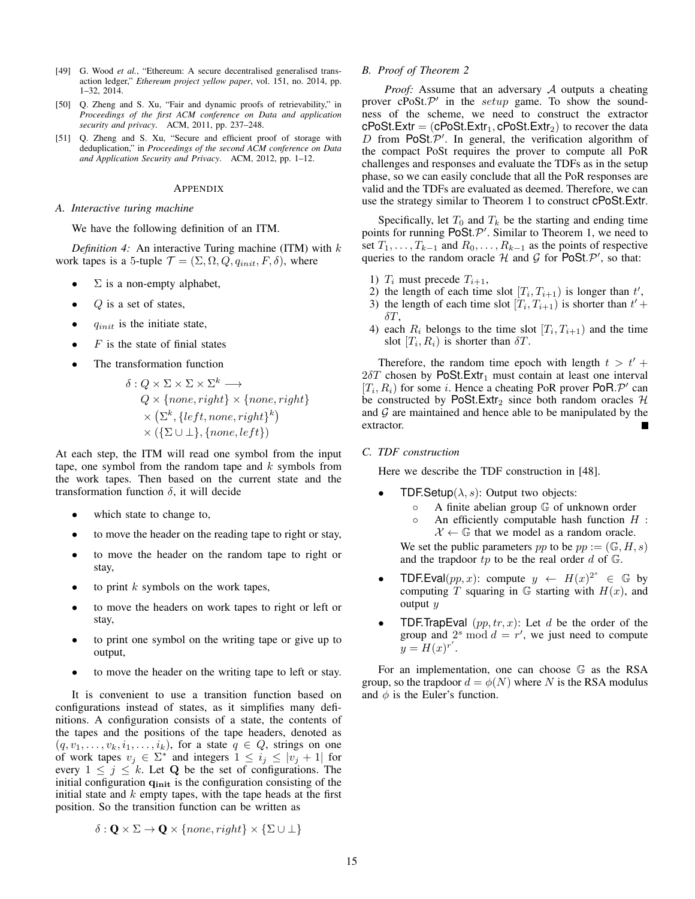[49] G. Wood *et al.*, "Ethereum: A secure decentralised generalised transaction ledger," *Ethereum project yellow paper*, vol. 151, no. 2014, pp. 1–32, 2014.

[50] Q. Zheng and S. Xu, "Fair and dynamic proofs of retrievability," in *Proceedings of the first ACM conference on Data and application security and privacy*. ACM, 2011, pp. 237–248.

[51] Q. Zheng and S. Xu, "Secure and efficient proof of storage with deduplication," in *Proceedings of the second ACM conference on Data and Application Security and Privacy*. ACM, 2012, pp. 1–12.

# APPENDIX

## A. Interactive turing machine

We have the following definition of an ITM.

*Definition 4:* An interactive Turing machine (ITM) with $k$ work tapes is a 5-tuple $\mathcal{T} = (\Sigma, \Omega, Q, q_{init}, F, \delta)$, where

- $\Sigma$ is a non-empty alphabet,
- $Q$ is a set of states,
- $q_{init}$ is the initiate state,
- $F$ is the state of finial states
- The transformation function

$$\begin{aligned}\delta : Q \times \Sigma \times \Sigma \times \Sigma^k \longrightarrow \\ Q \times \{none, right\} \times \{none, right\} \\ \times \left(\Sigma^k, \{left, none, right\}^k\right) \\ \times (\{\Sigma \cup \perp\}, \{none, left\})\end{aligned}$$

At each step, the ITM will read one symbol from the input tape, one symbol from the random tape and $k$ symbols from the work tapes. Then based on the current state and the transformation function $\delta$, it will decide

- which state to change to,
- to move the header on the reading tape to right or stay,
- to move the header on the random tape to right or stay,
- to print $k$ symbols on the work tapes,
- to move the headers on work tapes to right or left or stay,
- to print one symbol on the writing tape or give up to output,
- to move the header on the writing tape to left or stay.

It is convenient to use a transition function based on configurations instead of states, as it simplifies many definitions. A configuration consists of a state, the contents of the tapes and the positions of the tape headers, denoted as $(q, v_1, \ldots, v_k, i_1, \ldots, i_k)$, for a state $q \in Q$, strings on one of work tapes $v_j \in \Sigma^*$ and integers $1 \leq i_j \leq |v_j + 1|$ for every $1 \leq j \leq k$. Let $\mathbf{Q}$ be the set of configurations. The initial configuration $\mathbf{q_{init}}$ is the configuration consisting of the initial state and $k$ empty tapes, with the tape heads at the first position. So the transition function can be written as

$$\delta : \mathbf{Q} \times \Sigma \rightarrow \mathbf{Q} \times \{none, right\} \times \{\Sigma \cup \perp\}$$

## B. Proof of Theorem 2

*Proof:* Assume that an adversary $\mathcal{A}$ outputs a cheating prover cPoSt.$\mathcal{P}'$ in the $setup$ game. To show the soundness of the scheme, we need to construct the extractor $\mathsf{cPoSt.Extr} = (\mathsf{cPoSt.Extr}_1, \mathsf{cPoSt.Extr}_2)$ to recover the data $D$ from $\mathsf{PoSt}.\mathcal{P}'$. In general, the verification algorithm of the compact PoSt requires the prover to compute all PoR challenges and responses and evaluate the TDFs as in the setup phase, so we can easily conclude that all the PoR responses are valid and the TDFs are evaluated as deemed. Therefore, we can use the strategy similar to Theorem 1 to construct cPoSt.Extr.

Specifically, let $T_0$ and $T_k$ be the starting and ending time points for running $\mathsf{PoSt}.\mathcal{P}'$. Similar to Theorem 1, we need to set $T_1, \ldots, T_{k-1}$ and $R_0, \ldots, R_{k-1}$ as the points of respective queries to the random oracle $\mathcal{H}$ and $\mathcal{G}$ for $\mathsf{PoSt}.\mathcal{P}'$, so that:

1) $T_i$ must precede $T_{i+1}$,
2) the length of each time slot $[T_i, T_{i+1})$ is longer than $t'$,
3) the length of each time slot $[T_i, T_{i+1})$ is shorter than $t' + \delta T$,
4) each $R_i$ belongs to the time slot $[T_i, T_{i+1})$ and the time slot $[T_i, R_i)$ is shorter than $\delta T$.

Therefore, the random time epoch with length $t > t' + 2\delta T$ chosen by $\mathsf{PoSt.Extr}_1$ must contain at least one interval $[T_i, R_i)$ for some $i$. Hence a cheating PoR prover $\mathsf{PoR}.\mathcal{P}'$ can be constructed by $\mathsf{PoSt.Extr}_2$ since both random oracles $\mathcal{H}$ and $\mathcal{G}$ are maintained and hence able to be manipulated by the extractor. ■

## C. TDF construction

Here we describe the TDF construction in [48].

- $\mathsf{TDF.Setup}(\lambda, s)$: Output two objects:
  - A finite abelian group $\mathbb{G}$ of unknown order
  - An efficiently computable hash function $H : \mathcal{X} \leftarrow \mathbb{G}$ that we model as a random oracle.

  We set the public parameters $pp$ to be $pp := (\mathbb{G}, H, s)$ and the trapdoor $tp$ to be the real order $d$ of $\mathbb{G}$.
- $\mathsf{TDF.Eval}(pp, x)$: compute $y \leftarrow H(x)^{2^s} \in \mathbb{G}$ by computing $T$ squaring in $\mathbb{G}$ starting with $H(x)$, and output $y$
- $\mathsf{TDF.TrapEval}$ $(pp, tr, x)$: Let $d$ be the order of the group and $2^s \bmod d = r'$, we just need to compute $y = H(x)^{r'}$.

For an implementation, one can choose $\mathbb{G}$ as the RSA group, so the trapdoor $d = \phi(N)$ where $N$ is the RSA modulus and $\phi$ is the Euler's function.